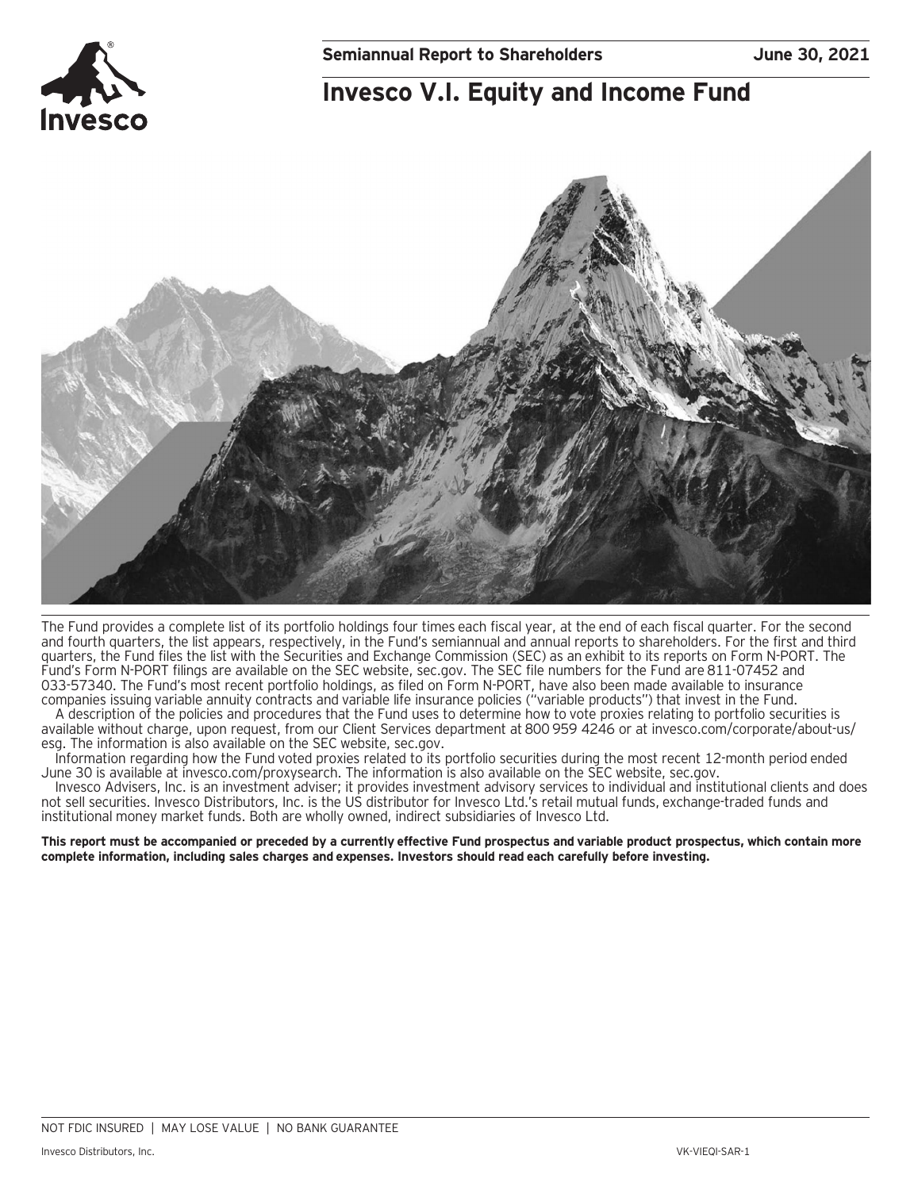**Semiannual Report to Shareholders** **June 30, 2021**

# Invesco V.I. Equity and Income Fund

The Fund provides a complete list of its portfolio holdings four times each fiscal year, at the end of each fiscal quarter. For the second and fourth quarters, the list appears, respectively, in the Fund's semiannual and annual reports to shareholders. For the first and third quarters, the Fund files the list with the Securities and Exchange Commission (SEC) as an exhibit to its reports on Form N-PORT. The Fund's Form N-PORT filings are available on the SEC website, sec.gov. The SEC file numbers for the Fund are 811-07452 and 033-57340. The Fund's most recent portfolio holdings, as filed on Form N-PORT, have also been made available to insurance companies issuing variable annuity contracts and variable life insurance policies ("variable products") that invest in the Fund.

A description of the policies and procedures that the Fund uses to determine how to vote proxies relating to portfolio securities is available without charge, upon request, from our Client Services department at 800 959 4246 or at invesco.com/corporate/about-us/esg. The information is also available on the SEC website, sec.gov.

Information regarding how the Fund voted proxies related to its portfolio securities during the most recent 12-month period ended June 30 is available at invesco.com/proxysearch. The information is also available on the SEC website, sec.gov.

Invesco Advisers, Inc. is an investment adviser; it provides investment advisory services to individual and institutional clients and does not sell securities. Invesco Distributors, Inc. is the US distributor for Invesco Ltd.'s retail mutual funds, exchange-traded funds and institutional money market funds. Both are wholly owned, indirect subsidiaries of Invesco Ltd.

**This report must be accompanied or preceded by a currently effective Fund prospectus and variable product prospectus, which contain more complete information, including sales charges and expenses. Investors should read each carefully before investing.**

NOT FDIC INSURED | MAY LOSE VALUE | NO BANK GUARANTEE

Invesco Distributors, Inc. VK-VIEQI-SAR-1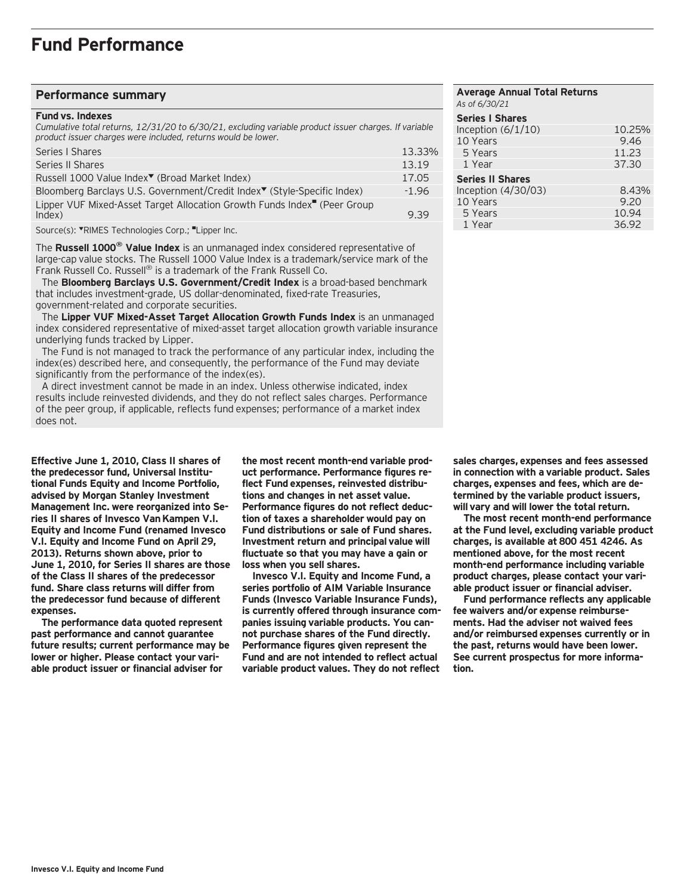# Fund Performance

## Performance summary

**Fund vs. Indexes**

*Cumulative total returns, 12/31/20 to 6/30/21, excluding variable product issuer charges. If variable product issuer charges were included, returns would be lower.*

| | |
|---|---|
| Series I Shares | 13.33% |
| Series II Shares | 13.19 |
| Russell 1000 Value Index▼ (Broad Market Index) | 17.05 |
| Bloomberg Barclays U.S. Government/Credit Index▼ (Style-Specific Index) | -1.96 |
| Lipper VUF Mixed-Asset Target Allocation Growth Funds Index■ (Peer Group Index) | 9.39 |

Source(s): ▼RIMES Technologies Corp.; ■Lipper Inc.

The **Russell 1000® Value Index** is an unmanaged index considered representative of large-cap value stocks. The Russell 1000 Value Index is a trademark/service mark of the Frank Russell Co. Russell® is a trademark of the Frank Russell Co.

The **Bloomberg Barclays U.S. Government/Credit Index** is a broad-based benchmark that includes investment-grade, US dollar-denominated, fixed-rate Treasuries, government-related and corporate securities.

The **Lipper VUF Mixed-Asset Target Allocation Growth Funds Index** is an unmanaged index considered representative of mixed-asset target allocation growth variable insurance underlying funds tracked by Lipper.

The Fund is not managed to track the performance of any particular index, including the index(es) described here, and consequently, the performance of the Fund may deviate significantly from the performance of the index(es).

A direct investment cannot be made in an index. Unless otherwise indicated, index results include reinvested dividends, and they do not reflect sales charges. Performance of the peer group, if applicable, reflects fund expenses; performance of a market index does not.

**Average Annual Total Returns**

*As of 6/30/21*

| | |
|---|---|
| **Series I Shares** | |
| Inception (6/1/10) | 10.25% |
| 10 Years | 9.46 |
| 5 Years | 11.23 |
| 1 Year | 37.30 |
| **Series II Shares** | |
| Inception (4/30/03) | 8.43% |
| 10 Years | 9.20 |
| 5 Years | 10.94 |
| 1 Year | 36.92 |

**Effective June 1, 2010, Class II shares of the predecessor fund, Universal Institutional Funds Equity and Income Portfolio, advised by Morgan Stanley Investment Management Inc. were reorganized into Series II shares of Invesco Van Kampen V.I. Equity and Income Fund (renamed Invesco V.I. Equity and Income Fund on April 29, 2013). Returns shown above, prior to June 1, 2010, for Series II shares are those of the Class II shares of the predecessor fund. Share class returns will differ from the predecessor fund because of different expenses.**

**The performance data quoted represent past performance and cannot guarantee future results; current performance may be lower or higher. Please contact your variable product issuer or financial adviser for the most recent month-end variable product performance. Performance figures reflect Fund expenses, reinvested distributions and changes in net asset value. Performance figures do not reflect deduction of taxes a shareholder would pay on Fund distributions or sale of Fund shares. Investment return and principal value will fluctuate so that you may have a gain or loss when you sell shares.**

**Invesco V.I. Equity and Income Fund, a series portfolio of AIM Variable Insurance Funds (Invesco Variable Insurance Funds), is currently offered through insurance companies issuing variable products. You cannot purchase shares of the Fund directly. Performance figures given represent the Fund and are not intended to reflect actual variable product values. They do not reflect sales charges, expenses and fees assessed in connection with a variable product. Sales charges, expenses and fees, which are determined by the variable product issuers, will vary and will lower the total return.**

**The most recent month-end performance at the Fund level, excluding variable product charges, is available at 800 451 4246. As mentioned above, for the most recent month-end performance including variable product charges, please contact your variable product issuer or financial adviser.**

**Fund performance reflects any applicable fee waivers and/or expense reimbursements. Had the adviser not waived fees and/or reimbursed expenses currently or in the past, returns would have been lower. See current prospectus for more information.**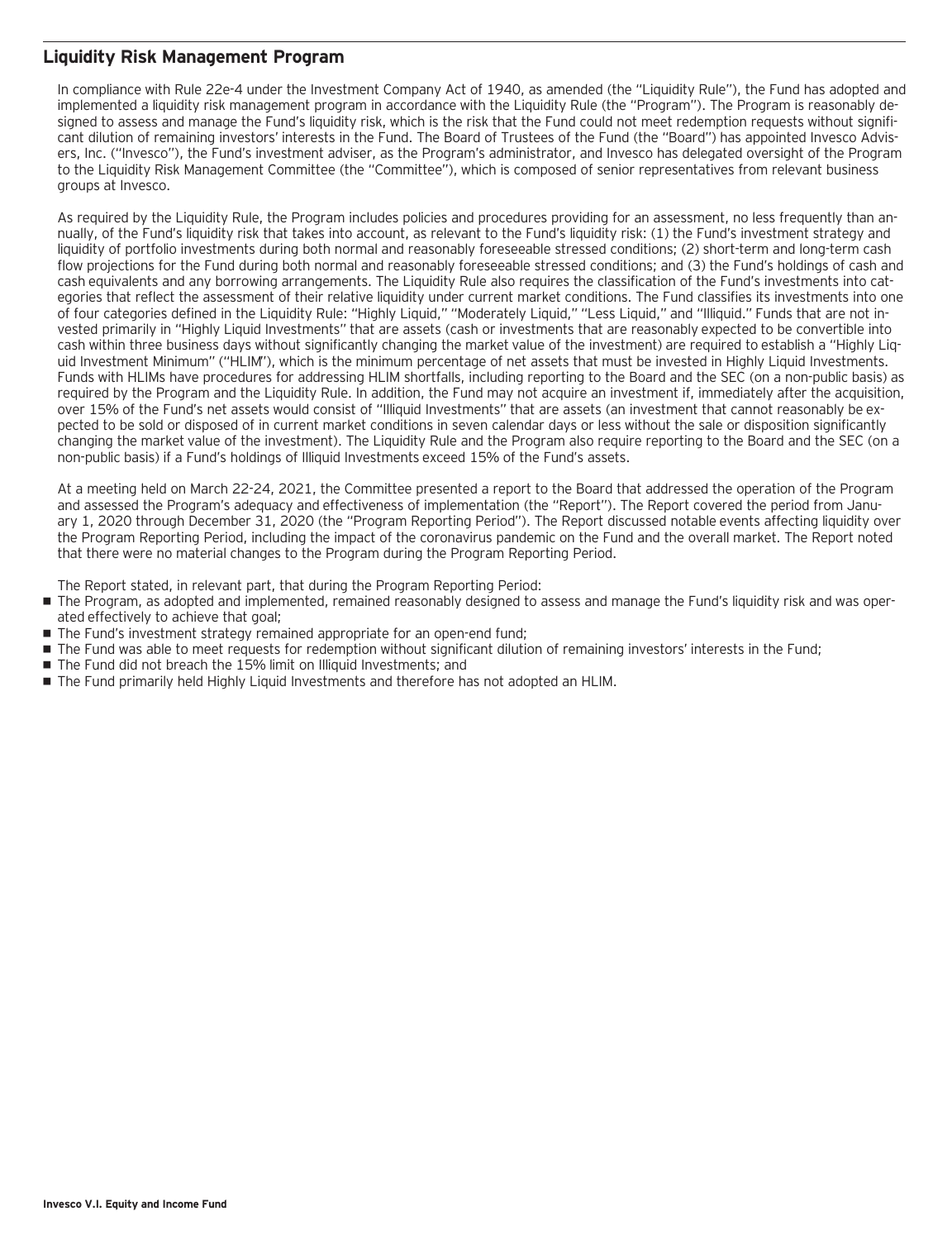## Liquidity Risk Management Program

In compliance with Rule 22e-4 under the Investment Company Act of 1940, as amended (the "Liquidity Rule"), the Fund has adopted and implemented a liquidity risk management program in accordance with the Liquidity Rule (the "Program"). The Program is reasonably designed to assess and manage the Fund's liquidity risk, which is the risk that the Fund could not meet redemption requests without significant dilution of remaining investors' interests in the Fund. The Board of Trustees of the Fund (the "Board") has appointed Invesco Advisers, Inc. ("Invesco"), the Fund's investment adviser, as the Program's administrator, and Invesco has delegated oversight of the Program to the Liquidity Risk Management Committee (the "Committee"), which is composed of senior representatives from relevant business groups at Invesco.

As required by the Liquidity Rule, the Program includes policies and procedures providing for an assessment, no less frequently than annually, of the Fund's liquidity risk that takes into account, as relevant to the Fund's liquidity risk: (1) the Fund's investment strategy and liquidity of portfolio investments during both normal and reasonably foreseeable stressed conditions; (2) short-term and long-term cash flow projections for the Fund during both normal and reasonably foreseeable stressed conditions; and (3) the Fund's holdings of cash and cash equivalents and any borrowing arrangements. The Liquidity Rule also requires the classification of the Fund's investments into categories that reflect the assessment of their relative liquidity under current market conditions. The Fund classifies its investments into one of four categories defined in the Liquidity Rule: "Highly Liquid," "Moderately Liquid," "Less Liquid," and "Illiquid." Funds that are not invested primarily in "Highly Liquid Investments" that are assets (cash or investments that are reasonably expected to be convertible into cash within three business days without significantly changing the market value of the investment) are required to establish a "Highly Liquid Investment Minimum" ("HLIM"), which is the minimum percentage of net assets that must be invested in Highly Liquid Investments. Funds with HLIMs have procedures for addressing HLIM shortfalls, including reporting to the Board and the SEC (on a non-public basis) as required by the Program and the Liquidity Rule. In addition, the Fund may not acquire an investment if, immediately after the acquisition, over 15% of the Fund's net assets would consist of "Illiquid Investments" that are assets (an investment that cannot reasonably be expected to be sold or disposed of in current market conditions in seven calendar days or less without the sale or disposition significantly changing the market value of the investment). The Liquidity Rule and the Program also require reporting to the Board and the SEC (on a non-public basis) if a Fund's holdings of Illiquid Investments exceed 15% of the Fund's assets.

At a meeting held on March 22-24, 2021, the Committee presented a report to the Board that addressed the operation of the Program and assessed the Program's adequacy and effectiveness of implementation (the "Report"). The Report covered the period from January 1, 2020 through December 31, 2020 (the "Program Reporting Period"). The Report discussed notable events affecting liquidity over the Program Reporting Period, including the impact of the coronavirus pandemic on the Fund and the overall market. The Report noted that there were no material changes to the Program during the Program Reporting Period.

The Report stated, in relevant part, that during the Program Reporting Period:

- The Program, as adopted and implemented, remained reasonably designed to assess and manage the Fund's liquidity risk and was operated effectively to achieve that goal;
- The Fund's investment strategy remained appropriate for an open-end fund;
- The Fund was able to meet requests for redemption without significant dilution of remaining investors' interests in the Fund;
- The Fund did not breach the 15% limit on Illiquid Investments; and
- The Fund primarily held Highly Liquid Investments and therefore has not adopted an HLIM.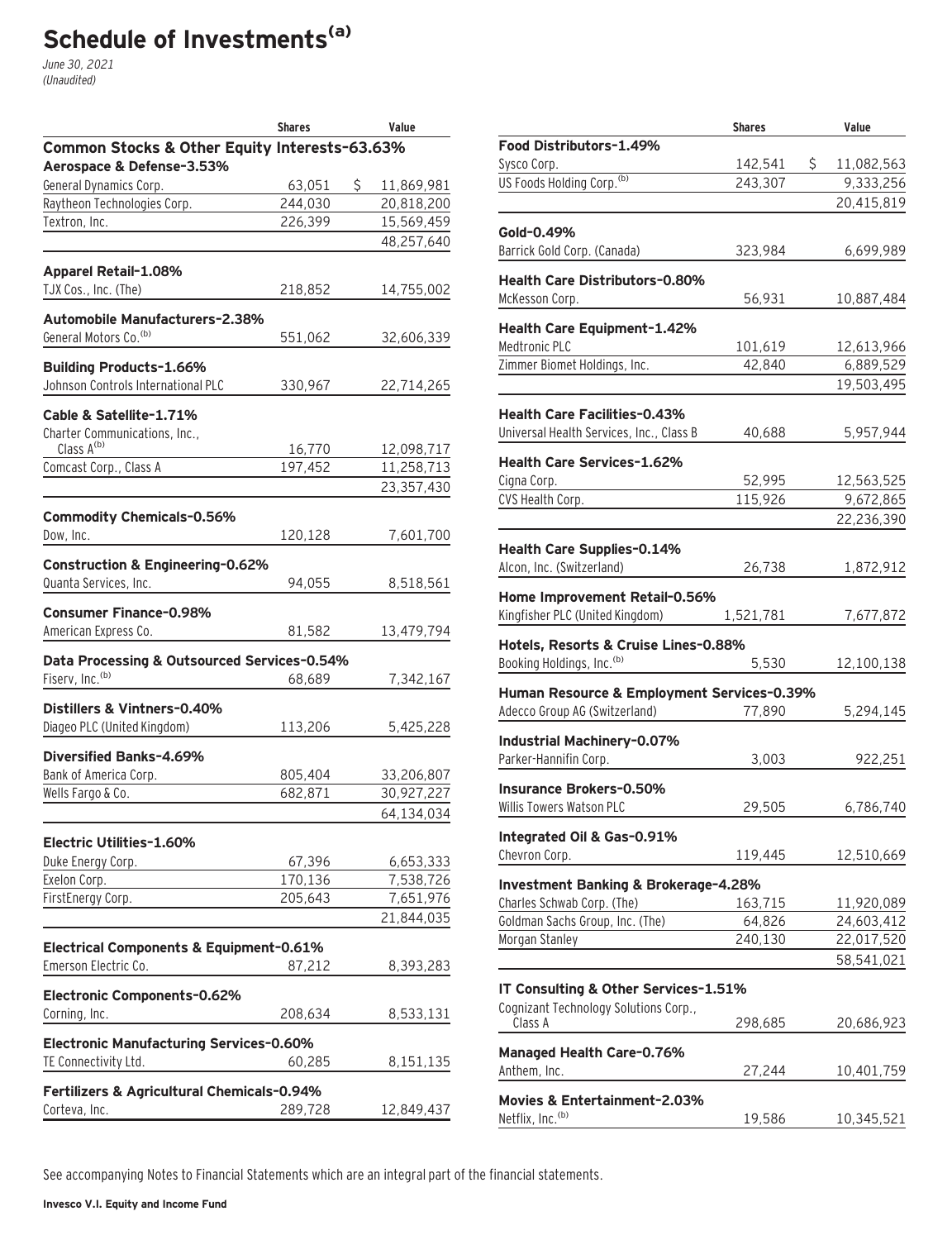# Schedule of Investments[(a)]

*June 30, 2021*
*(Unaudited)*

| | Shares | Value |
|---|---|---|
| **Common Stocks & Other Equity Interests–63.63%** | | |
| **Aerospace & Defense–3.53%** | | |
| General Dynamics Corp. | 63,051 | $ 11,869,981 |
| Raytheon Technologies Corp. | 244,030 | 20,818,200 |
| Textron, Inc. | 226,399 | 15,569,459 |
| | | 48,257,640 |
| **Apparel Retail–1.08%** | | |
| TJX Cos., Inc. (The) | 218,852 | 14,755,002 |
| **Automobile Manufacturers–2.38%** | | |
| General Motors Co.[(b)] | 551,062 | 32,606,339 |
| **Building Products–1.66%** | | |
| Johnson Controls International PLC | 330,967 | 22,714,265 |
| **Cable & Satellite–1.71%** | | |
| Charter Communications, Inc., Class A[(b)] | 16,770 | 12,098,717 |
| Comcast Corp., Class A | 197,452 | 11,258,713 |
| | | 23,357,430 |
| **Commodity Chemicals–0.56%** | | |
| Dow, Inc. | 120,128 | 7,601,700 |
| **Construction & Engineering–0.62%** | | |
| Quanta Services, Inc. | 94,055 | 8,518,561 |
| **Consumer Finance–0.98%** | | |
| American Express Co. | 81,582 | 13,479,794 |
| **Data Processing & Outsourced Services–0.54%** | | |
| Fiserv, Inc.[(b)] | 68,689 | 7,342,167 |
| **Distillers & Vintners–0.40%** | | |
| Diageo PLC (United Kingdom) | 113,206 | 5,425,228 |
| **Diversified Banks–4.69%** | | |
| Bank of America Corp. | 805,404 | 33,206,807 |
| Wells Fargo & Co. | 682,871 | 30,927,227 |
| | | 64,134,034 |
| **Electric Utilities–1.60%** | | |
| Duke Energy Corp. | 67,396 | 6,653,333 |
| Exelon Corp. | 170,136 | 7,538,726 |
| FirstEnergy Corp. | 205,643 | 7,651,976 |
| | | 21,844,035 |
| **Electrical Components & Equipment–0.61%** | | |
| Emerson Electric Co. | 87,212 | 8,393,283 |
| **Electronic Components–0.62%** | | |
| Corning, Inc. | 208,634 | 8,533,131 |
| **Electronic Manufacturing Services–0.60%** | | |
| TE Connectivity Ltd. | 60,285 | 8,151,135 |
| **Fertilizers & Agricultural Chemicals–0.94%** | | |
| Corteva, Inc. | 289,728 | 12,849,437 |
| **Food Distributors–1.49%** | | |
| Sysco Corp. | 142,541 | $ 11,082,563 |
| US Foods Holding Corp.[(b)] | 243,307 | 9,333,256 |
| | | 20,415,819 |
| **Gold–0.49%** | | |
| Barrick Gold Corp. (Canada) | 323,984 | 6,699,989 |
| **Health Care Distributors–0.80%** | | |
| McKesson Corp. | 56,931 | 10,887,484 |
| **Health Care Equipment–1.42%** | | |
| Medtronic PLC | 101,619 | 12,613,966 |
| Zimmer Biomet Holdings, Inc. | 42,840 | 6,889,529 |
| | | 19,503,495 |
| **Health Care Facilities–0.43%** | | |
| Universal Health Services, Inc., Class B | 40,688 | 5,957,944 |
| **Health Care Services–1.62%** | | |
| Cigna Corp. | 52,995 | 12,563,525 |
| CVS Health Corp. | 115,926 | 9,672,865 |
| | | 22,236,390 |
| **Health Care Supplies–0.14%** | | |
| Alcon, Inc. (Switzerland) | 26,738 | 1,872,912 |
| **Home Improvement Retail–0.56%** | | |
| Kingfisher PLC (United Kingdom) | 1,521,781 | 7,677,872 |
| **Hotels, Resorts & Cruise Lines–0.88%** | | |
| Booking Holdings, Inc.[(b)] | 5,530 | 12,100,138 |
| **Human Resource & Employment Services–0.39%** | | |
| Adecco Group AG (Switzerland) | 77,890 | 5,294,145 |
| **Industrial Machinery–0.07%** | | |
| Parker-Hannifin Corp. | 3,003 | 922,251 |
| **Insurance Brokers–0.50%** | | |
| Willis Towers Watson PLC | 29,505 | 6,786,740 |
| **Integrated Oil & Gas–0.91%** | | |
| Chevron Corp. | 119,445 | 12,510,669 |
| **Investment Banking & Brokerage–4.28%** | | |
| Charles Schwab Corp. (The) | 163,715 | 11,920,089 |
| Goldman Sachs Group, Inc. (The) | 64,826 | 24,603,412 |
| Morgan Stanley | 240,130 | 22,017,520 |
| | | 58,541,021 |
| **IT Consulting & Other Services–1.51%** | | |
| Cognizant Technology Solutions Corp., Class A | 298,685 | 20,686,923 |
| **Managed Health Care–0.76%** | | |
| Anthem, Inc. | 27,244 | 10,401,759 |
| **Movies & Entertainment–2.03%** | | |
| Netflix, Inc.[(b)] | 19,586 | 10,345,521 |

See accompanying Notes to Financial Statements which are an integral part of the financial statements.

**Invesco V.I. Equity and Income Fund**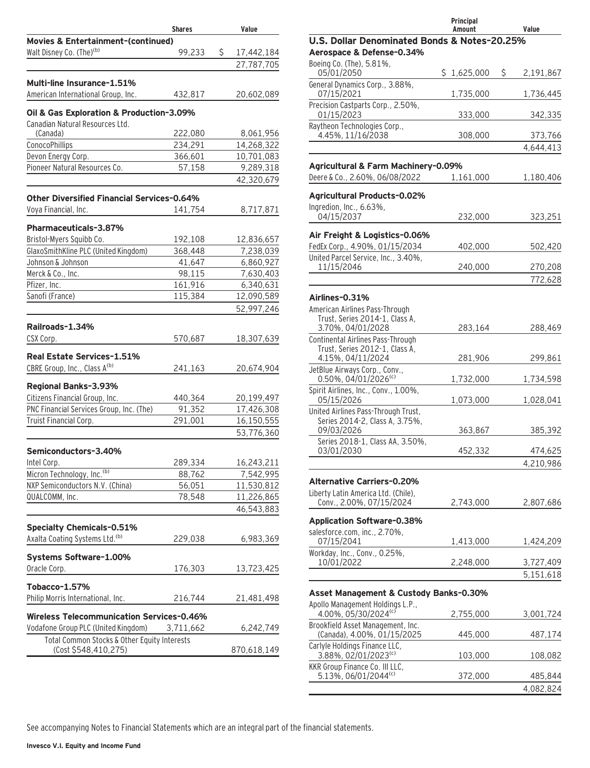| | Shares | Value |
|---|---|---|
| **Movies & Entertainment-(continued)** | | |
| Walt Disney Co. (The)[(b)] | 99,233 | $ 17,442,184 |
| | | 27,787,705 |
| **Multi-line Insurance-1.51%** | | |
| American International Group, Inc. | 432,817 | 20,602,089 |
| **Oil & Gas Exploration & Production-3.09%** | | |
| Canadian Natural Resources Ltd. (Canada) | 222,080 | 8,061,956 |
| ConocoPhillips | 234,291 | 14,268,322 |
| Devon Energy Corp. | 366,601 | 10,701,083 |
| Pioneer Natural Resources Co. | 57,158 | 9,289,318 |
| | | 42,320,679 |
| **Other Diversified Financial Services-0.64%** | | |
| Voya Financial, Inc. | 141,754 | 8,717,871 |
| **Pharmaceuticals-3.87%** | | |
| Bristol-Myers Squibb Co. | 192,108 | 12,836,657 |
| GlaxoSmithKline PLC (United Kingdom) | 368,448 | 7,238,039 |
| Johnson & Johnson | 41,647 | 6,860,927 |
| Merck & Co., Inc. | 98,115 | 7,630,403 |
| Pfizer, Inc. | 161,916 | 6,340,631 |
| Sanofi (France) | 115,384 | 12,090,589 |
| | | 52,997,246 |
| **Railroads-1.34%** | | |
| CSX Corp. | 570,687 | 18,307,639 |
| **Real Estate Services-1.51%** | | |
| CBRE Group, Inc., Class A[(b)] | 241,163 | 20,674,904 |
| **Regional Banks-3.93%** | | |
| Citizens Financial Group, Inc. | 440,364 | 20,199,497 |
| PNC Financial Services Group, Inc. (The) | 91,352 | 17,426,308 |
| Truist Financial Corp. | 291,001 | 16,150,555 |
| | | 53,776,360 |
| **Semiconductors-3.40%** | | |
| Intel Corp. | 289,334 | 16,243,211 |
| Micron Technology, Inc.[(b)] | 88,762 | 7,542,995 |
| NXP Semiconductors N.V. (China) | 56,051 | 11,530,812 |
| QUALCOMM, Inc. | 78,548 | 11,226,865 |
| | | 46,543,883 |
| **Specialty Chemicals-0.51%** | | |
| Axalta Coating Systems Ltd.[(b)] | 229,038 | 6,983,369 |
| **Systems Software-1.00%** | | |
| Oracle Corp. | 176,303 | 13,723,425 |
| **Tobacco-1.57%** | | |
| Philip Morris International, Inc. | 216,744 | 21,481,498 |
| **Wireless Telecommunication Services-0.46%** | | |
| Vodafone Group PLC (United Kingdom) | 3,711,662 | 6,242,749 |
| Total Common Stocks & Other Equity Interests (Cost $548,410,275) | | 870,618,149 |

| | Principal Amount | Value |
|---|---|---|
| **U.S. Dollar Denominated Bonds & Notes-20.25%** | | |
| **Aerospace & Defense-0.34%** | | |
| Boeing Co. (The), 5.81%, 05/01/2050 | $ 1,625,000 | $ 2,191,867 |
| General Dynamics Corp., 3.88%, 07/15/2021 | 1,735,000 | 1,736,445 |
| Precision Castparts Corp., 2.50%, 01/15/2023 | 333,000 | 342,335 |
| Raytheon Technologies Corp., 4.45%, 11/16/2038 | 308,000 | 373,766 |
| | | 4,644,413 |
| **Agricultural & Farm Machinery-0.09%** | | |
| Deere & Co., 2.60%, 06/08/2022 | 1,161,000 | 1,180,406 |
| **Agricultural Products-0.02%** | | |
| Ingredion, Inc., 6.63%, 04/15/2037 | 232,000 | 323,251 |
| **Air Freight & Logistics-0.06%** | | |
| FedEx Corp., 4.90%, 01/15/2034 | 402,000 | 502,420 |
| United Parcel Service, Inc., 3.40%, 11/15/2046 | 240,000 | 270,208 |
| | | 772,628 |
| **Airlines-0.31%** | | |
| American Airlines Pass-Through Trust, Series 2014-1, Class A, 3.70%, 04/01/2028 | 283,164 | 288,469 |
| Continental Airlines Pass-Through Trust, Series 2012-1, Class A, 4.15%, 04/11/2024 | 281,906 | 299,861 |
| JetBlue Airways Corp., Conv., 0.50%, 04/01/2026[(c)] | 1,732,000 | 1,734,598 |
| Spirit Airlines, Inc., Conv., 1.00%, 05/15/2026 | 1,073,000 | 1,028,041 |
| United Airlines Pass-Through Trust, Series 2014-2, Class A, 3.75%, 09/03/2026 | 363,867 | 385,392 |
| Series 2018-1, Class AA, 3.50%, 03/01/2030 | 452,332 | 474,625 |
| | | 4,210,986 |
| **Alternative Carriers-0.20%** | | |
| Liberty Latin America Ltd. (Chile), Conv., 2.00%, 07/15/2024 | 2,743,000 | 2,807,686 |
| **Application Software-0.38%** | | |
| salesforce.com, inc., 2.70%, 07/15/2041 | 1,413,000 | 1,424,209 |
| Workday, Inc., Conv., 0.25%, 10/01/2022 | 2,248,000 | 3,727,409 |
| | | 5,151,618 |
| **Asset Management & Custody Banks-0.30%** | | |
| Apollo Management Holdings L.P., 4.00%, 05/30/2024[(c)] | 2,755,000 | 3,001,724 |
| Brookfield Asset Management, Inc. (Canada), 4.00%, 01/15/2025 | 445,000 | 487,174 |
| Carlyle Holdings Finance LLC, 3.88%, 02/01/2023[(c)] | 103,000 | 108,082 |
| KKR Group Finance Co. III LLC, 5.13%, 06/01/2044[(c)] | 372,000 | 485,844 |
| | | 4,082,824 |

See accompanying Notes to Financial Statements which are an integral part of the financial statements.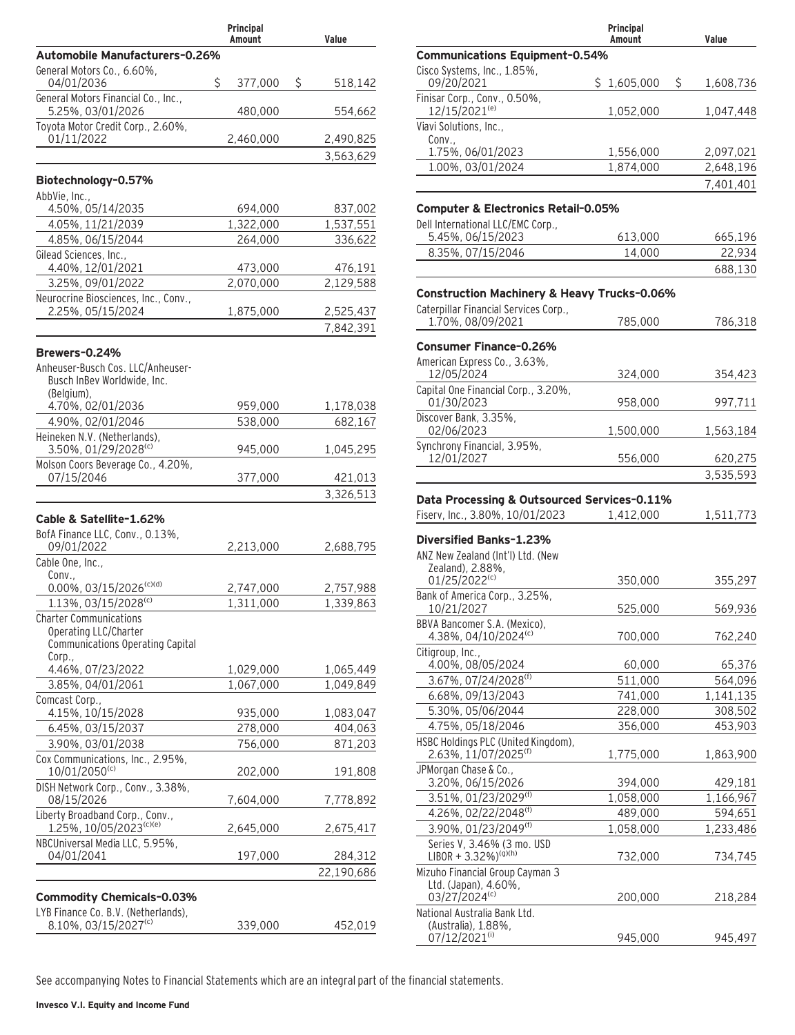| | Principal Amount | Value |
|---|---|---|
| **Automobile Manufacturers-0.26%** | | |
| General Motors Co., 6.60%, 04/01/2036 | $ 377,000 | $ 518,142 |
| General Motors Financial Co., Inc., 5.25%, 03/01/2026 | 480,000 | 554,662 |
| Toyota Motor Credit Corp., 2.60%, 01/11/2022 | 2,460,000 | 2,490,825 |
| | | 3,563,629 |
| **Biotechnology-0.57%** | | |
| AbbVie, Inc., | | |
| 4.50%, 05/14/2035 | 694,000 | 837,002 |
| 4.05%, 11/21/2039 | 1,322,000 | 1,537,551 |
| 4.85%, 06/15/2044 | 264,000 | 336,622 |
| Gilead Sciences, Inc., | | |
| 4.40%, 12/01/2021 | 473,000 | 476,191 |
| 3.25%, 09/01/2022 | 2,070,000 | 2,129,588 |
| Neurocrine Biosciences, Inc., Conv., 2.25%, 05/15/2024 | 1,875,000 | 2,525,437 |
| | | 7,842,391 |
| **Brewers-0.24%** | | |
| Anheuser-Busch Cos. LLC/Anheuser-Busch InBev Worldwide, Inc. (Belgium), | | |
| 4.70%, 02/01/2036 | 959,000 | 1,178,038 |
| 4.90%, 02/01/2046 | 538,000 | 682,167 |
| Heineken N.V. (Netherlands), 3.50%, 01/29/2028[(c)] | 945,000 | 1,045,295 |
| Molson Coors Beverage Co., 4.20%, 07/15/2046 | 377,000 | 421,013 |
| | | 3,326,513 |
| **Cable & Satellite-1.62%** | | |
| BofA Finance LLC, Conv., 0.13%, 09/01/2022 | 2,213,000 | 2,688,795 |
| Cable One, Inc., Conv., | | |
| 0.00%, 03/15/2026[(c)(d)] | 2,747,000 | 2,757,988 |
| 1.13%, 03/15/2028[(c)] | 1,311,000 | 1,339,863 |
| Charter Communications Operating LLC/Charter Communications Operating Capital Corp., | | |
| 4.46%, 07/23/2022 | 1,029,000 | 1,065,449 |
| 3.85%, 04/01/2061 | 1,067,000 | 1,049,849 |
| Comcast Corp., | | |
| 4.15%, 10/15/2028 | 935,000 | 1,083,047 |
| 6.45%, 03/15/2037 | 278,000 | 404,063 |
| 3.90%, 03/01/2038 | 756,000 | 871,203 |
| Cox Communications, Inc., 2.95%, 10/01/2050[(c)] | 202,000 | 191,808 |
| DISH Network Corp., Conv., 3.38%, 08/15/2026 | 7,604,000 | 7,778,892 |
| Liberty Broadband Corp., Conv., 1.25%, 10/05/2023[(c)(e)] | 2,645,000 | 2,675,417 |
| NBCUniversal Media LLC, 5.95%, 04/01/2041 | 197,000 | 284,312 |
| | | 22,190,686 |
| **Commodity Chemicals-0.03%** | | |
| LYB Finance Co. B.V. (Netherlands), 8.10%, 03/15/2027[(c)] | 339,000 | 452,019 |
| **Communications Equipment-0.54%** | | |
| Cisco Systems, Inc., 1.85%, 09/20/2021 | $ 1,605,000 | $ 1,608,736 |
| Finisar Corp., Conv., 0.50%, 12/15/2021[(e)] | 1,052,000 | 1,047,448 |
| Viavi Solutions, Inc., Conv., | | |
| 1.75%, 06/01/2023 | 1,556,000 | 2,097,021 |
| 1.00%, 03/01/2024 | 1,874,000 | 2,648,196 |
| | | 7,401,401 |
| **Computer & Electronics Retail-0.05%** | | |
| Dell International LLC/EMC Corp., | | |
| 5.45%, 06/15/2023 | 613,000 | 665,196 |
| 8.35%, 07/15/2046 | 14,000 | 22,934 |
| | | 688,130 |
| **Construction Machinery & Heavy Trucks-0.06%** | | |
| Caterpillar Financial Services Corp., 1.70%, 08/09/2021 | 785,000 | 786,318 |
| **Consumer Finance-0.26%** | | |
| American Express Co., 3.63%, 12/05/2024 | 324,000 | 354,423 |
| Capital One Financial Corp., 3.20%, 01/30/2023 | 958,000 | 997,711 |
| Discover Bank, 3.35%, 02/06/2023 | 1,500,000 | 1,563,184 |
| Synchrony Financial, 3.95%, 12/01/2027 | 556,000 | 620,275 |
| | | 3,535,593 |
| **Data Processing & Outsourced Services-0.11%** | | |
| Fiserv, Inc., 3.80%, 10/01/2023 | 1,412,000 | 1,511,773 |
| **Diversified Banks-1.23%** | | |
| ANZ New Zealand (Int'l) Ltd. (New Zealand), 2.88%, 01/25/2022[(c)] | 350,000 | 355,297 |
| Bank of America Corp., 3.25%, 10/21/2027 | 525,000 | 569,936 |
| BBVA Bancomer S.A. (Mexico), 4.38%, 04/10/2024[(c)] | 700,000 | 762,240 |
| Citigroup, Inc., | | |
| 4.00%, 08/05/2024 | 60,000 | 65,376 |
| 3.67%, 07/24/2028[(f)] | 511,000 | 564,096 |
| 6.68%, 09/13/2043 | 741,000 | 1,141,135 |
| 5.30%, 05/06/2044 | 228,000 | 308,502 |
| 4.75%, 05/18/2046 | 356,000 | 453,903 |
| HSBC Holdings PLC (United Kingdom), 2.63%, 11/07/2025[(f)] | 1,775,000 | 1,863,900 |
| JPMorgan Chase & Co., | | |
| 3.20%, 06/15/2026 | 394,000 | 429,181 |
| 3.51%, 01/23/2029[(f)] | 1,058,000 | 1,166,967 |
| 4.26%, 02/22/2048[(f)] | 489,000 | 594,651 |
| 3.90%, 01/23/2049[(f)] | 1,058,000 | 1,233,486 |
| Series V, 3.46% (3 mo. USD LIBOR + 3.32%)[(g)(h)] | 732,000 | 734,745 |
| Mizuho Financial Group Cayman 3 Ltd. (Japan), 4.60%, 03/27/2024[(c)] | 200,000 | 218,284 |
| National Australia Bank Ltd. (Australia), 1.88%, 07/12/2021[(i)] | 945,000 | 945,497 |

See accompanying Notes to Financial Statements which are an integral part of the financial statements.

**Invesco V.I. Equity and Income Fund**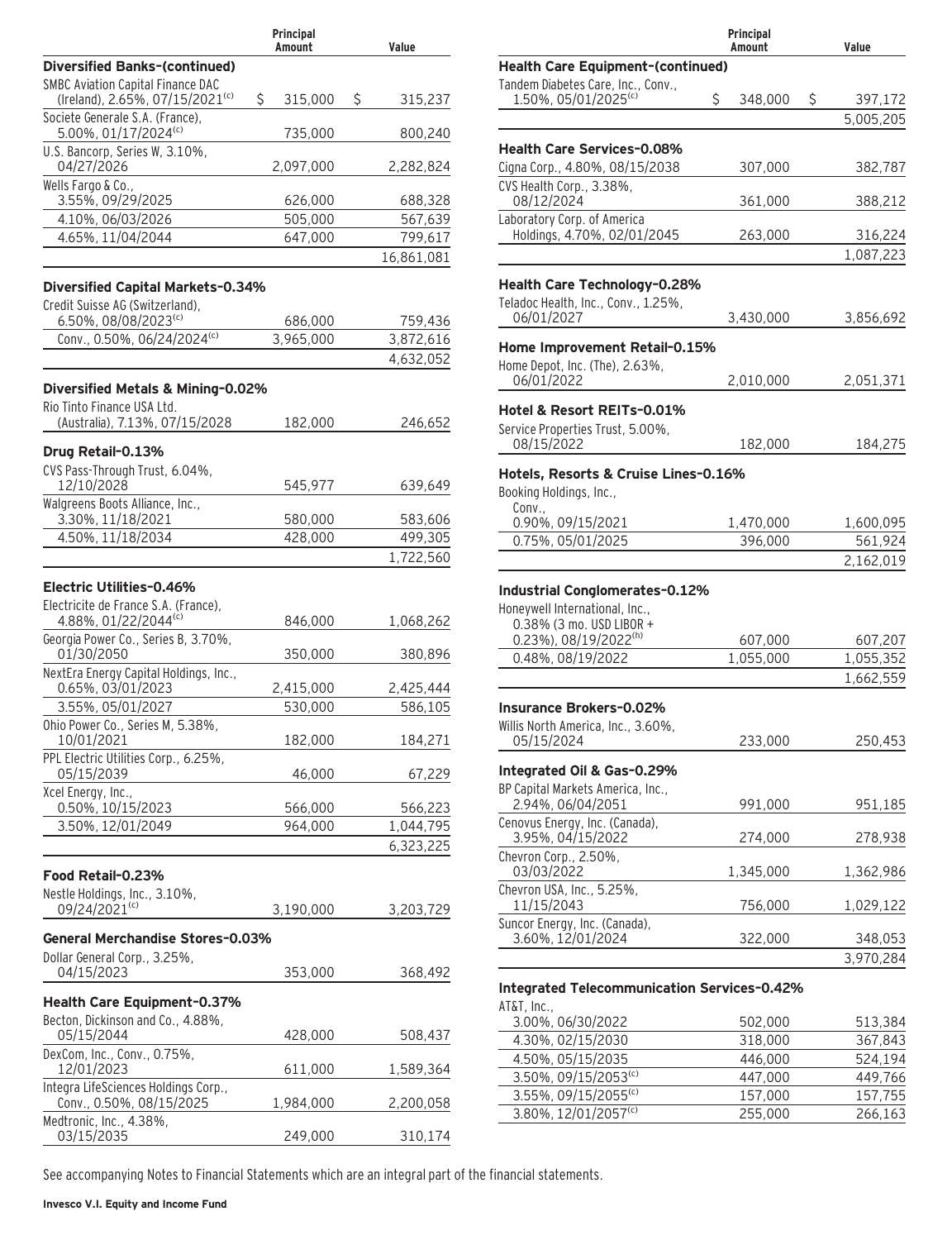| | Principal Amount | Value |
|---|---|---|
| **Diversified Banks–(continued)** | | |
| SMBC Aviation Capital Finance DAC (Ireland), 2.65%, 07/15/2021[(c)] | $ 315,000 | $ 315,237 |
| Societe Generale S.A. (France), 5.00%, 01/17/2024[(c)] | 735,000 | 800,240 |
| U.S. Bancorp, Series W, 3.10%, 04/27/2026 | 2,097,000 | 2,282,824 |
| Wells Fargo & Co., 3.55%, 09/29/2025 | 626,000 | 688,328 |
| 4.10%, 06/03/2026 | 505,000 | 567,639 |
| 4.65%, 11/04/2044 | 647,000 | 799,617 |
| | | 16,861,081 |
| **Diversified Capital Markets–0.34%** | | |
| Credit Suisse AG (Switzerland), 6.50%, 08/08/2023[(c)] | 686,000 | 759,436 |
| Conv., 0.50%, 06/24/2024[(c)] | 3,965,000 | 3,872,616 |
| | | 4,632,052 |
| **Diversified Metals & Mining–0.02%** | | |
| Rio Tinto Finance USA Ltd. (Australia), 7.13%, 07/15/2028 | 182,000 | 246,652 |
| **Drug Retail–0.13%** | | |
| CVS Pass-Through Trust, 6.04%, 12/10/2028 | 545,977 | 639,649 |
| Walgreens Boots Alliance, Inc., 3.30%, 11/18/2021 | 580,000 | 583,606 |
| 4.50%, 11/18/2034 | 428,000 | 499,305 |
| | | 1,722,560 |
| **Electric Utilities–0.46%** | | |
| Electricite de France S.A. (France), 4.88%, 01/22/2044[(c)] | 846,000 | 1,068,262 |
| Georgia Power Co., Series B, 3.70%, 01/30/2050 | 350,000 | 380,896 |
| NextEra Energy Capital Holdings, Inc., 0.65%, 03/01/2023 | 2,415,000 | 2,425,444 |
| 3.55%, 05/01/2027 | 530,000 | 586,105 |
| Ohio Power Co., Series M, 5.38%, 10/01/2021 | 182,000 | 184,271 |
| PPL Electric Utilities Corp., 6.25%, 05/15/2039 | 46,000 | 67,229 |
| Xcel Energy, Inc., 0.50%, 10/15/2023 | 566,000 | 566,223 |
| 3.50%, 12/01/2049 | 964,000 | 1,044,795 |
| | | 6,323,225 |
| **Food Retail–0.23%** | | |
| Nestle Holdings, Inc., 3.10%, 09/24/2021[(c)] | 3,190,000 | 3,203,729 |
| **General Merchandise Stores–0.03%** | | |
| Dollar General Corp., 3.25%, 04/15/2023 | 353,000 | 368,492 |
| **Health Care Equipment–0.37%** | | |
| Becton, Dickinson and Co., 4.88%, 05/15/2044 | 428,000 | 508,437 |
| DexCom, Inc., Conv., 0.75%, 12/01/2023 | 611,000 | 1,589,364 |
| Integra LifeSciences Holdings Corp., Conv., 0.50%, 08/15/2025 | 1,984,000 | 2,200,058 |
| Medtronic, Inc., 4.38%, 03/15/2035 | 249,000 | 310,174 |
| **Health Care Equipment–(continued)** | | |
| Tandem Diabetes Care, Inc., Conv., 1.50%, 05/01/2025[(c)] | $ 348,000 | $ 397,172 |
| | | 5,005,205 |
| **Health Care Services–0.08%** | | |
| Cigna Corp., 4.80%, 08/15/2038 | 307,000 | 382,787 |
| CVS Health Corp., 3.38%, 08/12/2024 | 361,000 | 388,212 |
| Laboratory Corp. of America Holdings, 4.70%, 02/01/2045 | 263,000 | 316,224 |
| | | 1,087,223 |
| **Health Care Technology–0.28%** | | |
| Teladoc Health, Inc., Conv., 1.25%, 06/01/2027 | 3,430,000 | 3,856,692 |
| **Home Improvement Retail–0.15%** | | |
| Home Depot, Inc. (The), 2.63%, 06/01/2022 | 2,010,000 | 2,051,371 |
| **Hotel & Resort REITs–0.01%** | | |
| Service Properties Trust, 5.00%, 08/15/2022 | 182,000 | 184,275 |
| **Hotels, Resorts & Cruise Lines–0.16%** | | |
| Booking Holdings, Inc., Conv., 0.90%, 09/15/2021 | 1,470,000 | 1,600,095 |
| 0.75%, 05/01/2025 | 396,000 | 561,924 |
| | | 2,162,019 |
| **Industrial Conglomerates–0.12%** | | |
| Honeywell International, Inc., 0.38% (3 mo. USD LIBOR + 0.23%), 08/19/2022[(h)] | 607,000 | 607,207 |
| 0.48%, 08/19/2022 | 1,055,000 | 1,055,352 |
| | | 1,662,559 |
| **Insurance Brokers–0.02%** | | |
| Willis North America, Inc., 3.60%, 05/15/2024 | 233,000 | 250,453 |
| **Integrated Oil & Gas–0.29%** | | |
| BP Capital Markets America, Inc., 2.94%, 06/04/2051 | 991,000 | 951,185 |
| Cenovus Energy, Inc. (Canada), 3.95%, 04/15/2022 | 274,000 | 278,938 |
| Chevron Corp., 2.50%, 03/03/2022 | 1,345,000 | 1,362,986 |
| Chevron USA, Inc., 5.25%, 11/15/2043 | 756,000 | 1,029,122 |
| Suncor Energy, Inc. (Canada), 3.60%, 12/01/2024 | 322,000 | 348,053 |
| | | 3,970,284 |
| **Integrated Telecommunication Services–0.42%** | | |
| AT&T, Inc., 3.00%, 06/30/2022 | 502,000 | 513,384 |
| 4.30%, 02/15/2030 | 318,000 | 367,843 |
| 4.50%, 05/15/2035 | 446,000 | 524,194 |
| 3.50%, 09/15/2053[(c)] | 447,000 | 449,766 |
| 3.55%, 09/15/2055[(c)] | 157,000 | 157,755 |
| 3.80%, 12/01/2057[(c)] | 255,000 | 266,163 |

See accompanying Notes to Financial Statements which are an integral part of the financial statements.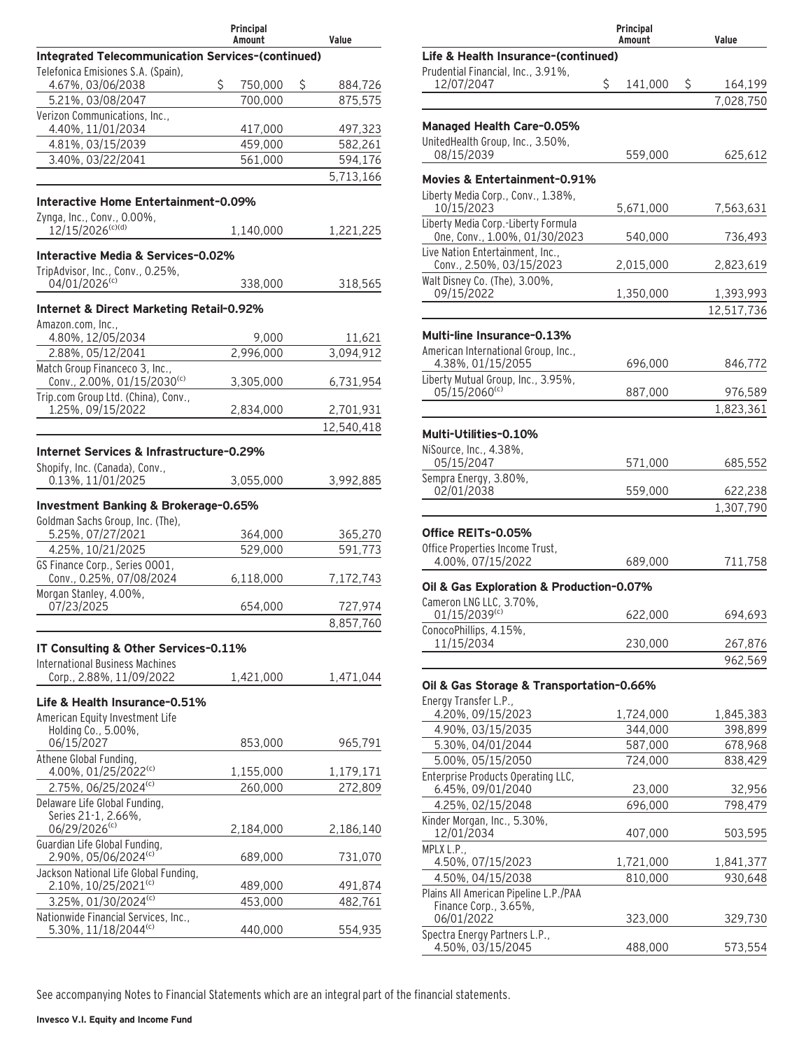| | Principal Amount | Value |
|---|---|---|
| **Integrated Telecommunication Services-(continued)** | | |
| Telefonica Emisiones S.A. (Spain), 4.67%, 03/06/2038 | $ 750,000 | $ 884,726 |
| 5.21%, 03/08/2047 | 700,000 | 875,575 |
| Verizon Communications, Inc., 4.40%, 11/01/2034 | 417,000 | 497,323 |
| 4.81%, 03/15/2039 | 459,000 | 582,261 |
| 3.40%, 03/22/2041 | 561,000 | 594,176 |
| | | 5,713,166 |
| **Interactive Home Entertainment-0.09%** | | |
| Zynga, Inc., Conv., 0.00%, 12/15/2026[(c)(d)] | 1,140,000 | 1,221,225 |
| **Interactive Media & Services-0.02%** | | |
| TripAdvisor, Inc., Conv., 0.25%, 04/01/2026[(c)] | 338,000 | 318,565 |
| **Internet & Direct Marketing Retail-0.92%** | | |
| Amazon.com, Inc., 4.80%, 12/05/2034 | 9,000 | 11,621 |
| 2.88%, 05/12/2041 | 2,996,000 | 3,094,912 |
| Match Group Financeco 3, Inc., Conv., 2.00%, 01/15/2030[(c)] | 3,305,000 | 6,731,954 |
| Trip.com Group Ltd. (China), Conv., 1.25%, 09/15/2022 | 2,834,000 | 2,701,931 |
| | | 12,540,418 |
| **Internet Services & Infrastructure-0.29%** | | |
| Shopify, Inc. (Canada), Conv., 0.13%, 11/01/2025 | 3,055,000 | 3,992,885 |
| **Investment Banking & Brokerage-0.65%** | | |
| Goldman Sachs Group, Inc. (The), 5.25%, 07/27/2021 | 364,000 | 365,270 |
| 4.25%, 10/21/2025 | 529,000 | 591,773 |
| GS Finance Corp., Series 0001, Conv., 0.25%, 07/08/2024 | 6,118,000 | 7,172,743 |
| Morgan Stanley, 4.00%, 07/23/2025 | 654,000 | 727,974 |
| | | 8,857,760 |
| **IT Consulting & Other Services-0.11%** | | |
| International Business Machines Corp., 2.88%, 11/09/2022 | 1,421,000 | 1,471,044 |
| **Life & Health Insurance-0.51%** | | |
| American Equity Investment Life Holding Co., 5.00%, 06/15/2027 | 853,000 | 965,791 |
| Athene Global Funding, 4.00%, 01/25/2022[(c)] | 1,155,000 | 1,179,171 |
| 2.75%, 06/25/2024[(c)] | 260,000 | 272,809 |
| Delaware Life Global Funding, Series 21-1, 2.66%, 06/29/2026[(c)] | 2,184,000 | 2,186,140 |
| Guardian Life Global Funding, 2.90%, 05/06/2024[(c)] | 689,000 | 731,070 |
| Jackson National Life Global Funding, 2.10%, 10/25/2021[(c)] | 489,000 | 491,874 |
| 3.25%, 01/30/2024[(c)] | 453,000 | 482,761 |
| Nationwide Financial Services, Inc., 5.30%, 11/18/2044[(c)] | 440,000 | 554,935 |
| **Life & Health Insurance-(continued)** | | |
| Prudential Financial, Inc., 3.91%, 12/07/2047 | $ 141,000 | $ 164,199 |
| | | 7,028,750 |
| **Managed Health Care-0.05%** | | |
| UnitedHealth Group, Inc., 3.50%, 08/15/2039 | 559,000 | 625,612 |
| **Movies & Entertainment-0.91%** | | |
| Liberty Media Corp., Conv., 1.38%, 10/15/2023 | 5,671,000 | 7,563,631 |
| Liberty Media Corp.-Liberty Formula One, Conv., 1.00%, 01/30/2023 | 540,000 | 736,493 |
| Live Nation Entertainment, Inc., Conv., 2.50%, 03/15/2023 | 2,015,000 | 2,823,619 |
| Walt Disney Co. (The), 3.00%, 09/15/2022 | 1,350,000 | 1,393,993 |
| | | 12,517,736 |
| **Multi-line Insurance-0.13%** | | |
| American International Group, Inc., 4.38%, 01/15/2055 | 696,000 | 846,772 |
| Liberty Mutual Group, Inc., 3.95%, 05/15/2060[(c)] | 887,000 | 976,589 |
| | | 1,823,361 |
| **Multi-Utilities-0.10%** | | |
| NiSource, Inc., 4.38%, 05/15/2047 | 571,000 | 685,552 |
| Sempra Energy, 3.80%, 02/01/2038 | 559,000 | 622,238 |
| | | 1,307,790 |
| **Office REITs-0.05%** | | |
| Office Properties Income Trust, 4.00%, 07/15/2022 | 689,000 | 711,758 |
| **Oil & Gas Exploration & Production-0.07%** | | |
| Cameron LNG LLC, 3.70%, 01/15/2039[(c)] | 622,000 | 694,693 |
| ConocoPhillips, 4.15%, 11/15/2034 | 230,000 | 267,876 |
| | | 962,569 |
| **Oil & Gas Storage & Transportation-0.66%** | | |
| Energy Transfer L.P., 4.20%, 09/15/2023 | 1,724,000 | 1,845,383 |
| 4.90%, 03/15/2035 | 344,000 | 398,899 |
| 5.30%, 04/01/2044 | 587,000 | 678,968 |
| 5.00%, 05/15/2050 | 724,000 | 838,429 |
| Enterprise Products Operating LLC, 6.45%, 09/01/2040 | 23,000 | 32,956 |
| 4.25%, 02/15/2048 | 696,000 | 798,479 |
| Kinder Morgan, Inc., 5.30%, 12/01/2034 | 407,000 | 503,595 |
| MPLX L.P., 4.50%, 07/15/2023 | 1,721,000 | 1,841,377 |
| 4.50%, 04/15/2038 | 810,000 | 930,648 |
| Plains All American Pipeline L.P./PAA Finance Corp., 3.65%, 06/01/2022 | 323,000 | 329,730 |
| Spectra Energy Partners L.P., 4.50%, 03/15/2045 | 488,000 | 573,554 |

See accompanying Notes to Financial Statements which are an integral part of the financial statements.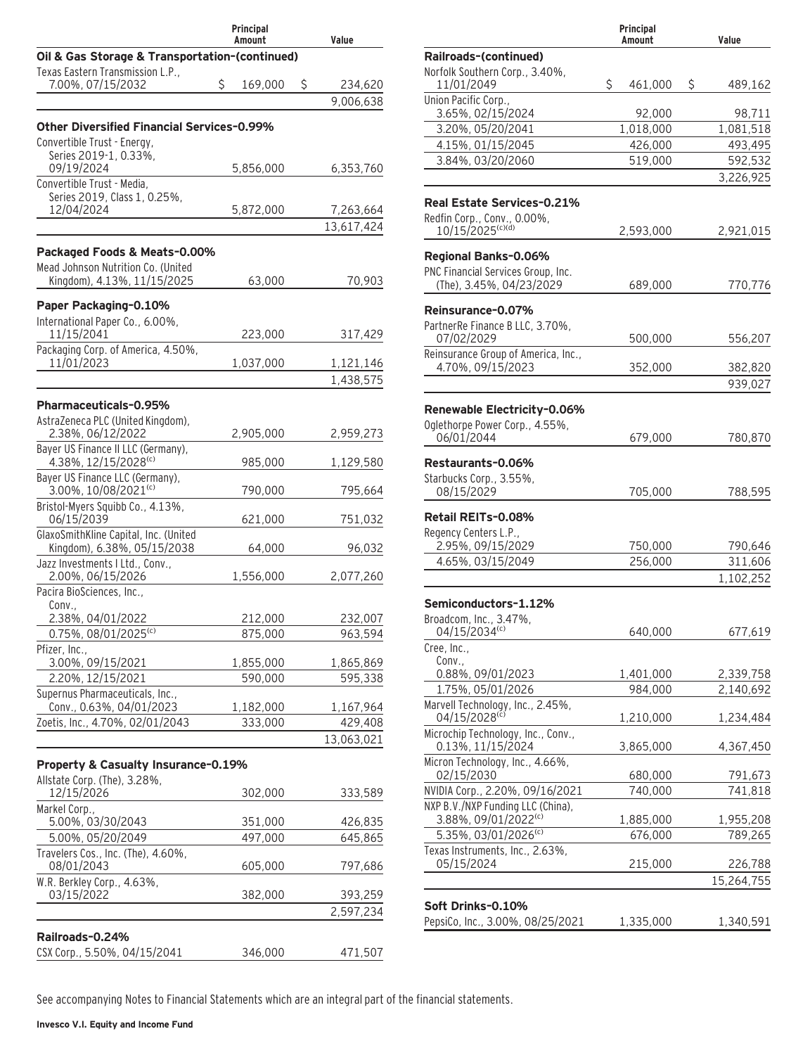| | Principal Amount | Value |
|---|---|---|
| **Oil & Gas Storage & Transportation-(continued)** | | |
| Texas Eastern Transmission L.P., 7.00%, 07/15/2032 | $ 169,000 | $ 234,620 |
| | | 9,006,638 |
| **Other Diversified Financial Services-0.99%** | | |
| Convertible Trust - Energy, Series 2019-1, 0.33%, 09/19/2024 | 5,856,000 | 6,353,760 |
| Convertible Trust - Media, Series 2019, Class 1, 0.25%, 12/04/2024 | 5,872,000 | 7,263,664 |
| | | 13,617,424 |
| **Packaged Foods & Meats-0.00%** | | |
| Mead Johnson Nutrition Co. (United Kingdom), 4.13%, 11/15/2025 | 63,000 | 70,903 |
| **Paper Packaging-0.10%** | | |
| International Paper Co., 6.00%, 11/15/2041 | 223,000 | 317,429 |
| Packaging Corp. of America, 4.50%, 11/01/2023 | 1,037,000 | 1,121,146 |
| | | 1,438,575 |
| **Pharmaceuticals-0.95%** | | |
| AstraZeneca PLC (United Kingdom), 2.38%, 06/12/2022 | 2,905,000 | 2,959,273 |
| Bayer US Finance II LLC (Germany), 4.38%, 12/15/2028[(c)] | 985,000 | 1,129,580 |
| Bayer US Finance LLC (Germany), 3.00%, 10/08/2021[(c)] | 790,000 | 795,664 |
| Bristol-Myers Squibb Co., 4.13%, 06/15/2039 | 621,000 | 751,032 |
| GlaxoSmithKline Capital, Inc. (United Kingdom), 6.38%, 05/15/2038 | 64,000 | 96,032 |
| Jazz Investments I Ltd., Conv., 2.00%, 06/15/2026 | 1,556,000 | 2,077,260 |
| Pacira BioSciences, Inc., Conv., | | |
| 2.38%, 04/01/2022 | 212,000 | 232,007 |
| 0.75%, 08/01/2025[(c)] | 875,000 | 963,594 |
| Pfizer, Inc., | | |
| 3.00%, 09/15/2021 | 1,855,000 | 1,865,869 |
| 2.20%, 12/15/2021 | 590,000 | 595,338 |
| Supernus Pharmaceuticals, Inc., Conv., 0.63%, 04/01/2023 | 1,182,000 | 1,167,964 |
| Zoetis, Inc., 4.70%, 02/01/2043 | 333,000 | 429,408 |
| | | 13,063,021 |
| **Property & Casualty Insurance-0.19%** | | |
| Allstate Corp. (The), 3.28%, 12/15/2026 | 302,000 | 333,589 |
| Markel Corp., | | |
| 5.00%, 03/30/2043 | 351,000 | 426,835 |
| 5.00%, 05/20/2049 | 497,000 | 645,865 |
| Travelers Cos., Inc. (The), 4.60%, 08/01/2043 | 605,000 | 797,686 |
| W.R. Berkley Corp., 4.63%, 03/15/2022 | 382,000 | 393,259 |
| | | 2,597,234 |
| **Railroads-0.24%** | | |
| CSX Corp., 5.50%, 04/15/2041 | 346,000 | 471,507 |
| Norfolk Southern Corp., 3.40%, 11/01/2049 | $ 461,000 | $ 489,162 |
| Union Pacific Corp., | | |
| 3.65%, 02/15/2024 | 92,000 | 98,711 |
| 3.20%, 05/20/2041 | 1,018,000 | 1,081,518 |
| 4.15%, 01/15/2045 | 426,000 | 493,495 |
| 3.84%, 03/20/2060 | 519,000 | 592,532 |
| | | 3,226,925 |
| **Real Estate Services-0.21%** | | |
| Redfin Corp., Conv., 0.00%, 10/15/2025[(c)(d)] | 2,593,000 | 2,921,015 |
| **Regional Banks-0.06%** | | |
| PNC Financial Services Group, Inc. (The), 3.45%, 04/23/2029 | 689,000 | 770,776 |
| **Reinsurance-0.07%** | | |
| PartnerRe Finance B LLC, 3.70%, 07/02/2029 | 500,000 | 556,207 |
| Reinsurance Group of America, Inc., 4.70%, 09/15/2023 | 352,000 | 382,820 |
| | | 939,027 |
| **Renewable Electricity-0.06%** | | |
| Oglethorpe Power Corp., 4.55%, 06/01/2044 | 679,000 | 780,870 |
| **Restaurants-0.06%** | | |
| Starbucks Corp., 3.55%, 08/15/2029 | 705,000 | 788,595 |
| **Retail REITs-0.08%** | | |
| Regency Centers L.P., | | |
| 2.95%, 09/15/2029 | 750,000 | 790,646 |
| 4.65%, 03/15/2049 | 256,000 | 311,606 |
| | | 1,102,252 |
| **Semiconductors-1.12%** | | |
| Broadcom, Inc., 3.47%, 04/15/2034[(c)] | 640,000 | 677,619 |
| Cree, Inc., Conv., | | |
| 0.88%, 09/01/2023 | 1,401,000 | 2,339,758 |
| 1.75%, 05/01/2026 | 984,000 | 2,140,692 |
| Marvell Technology, Inc., 2.45%, 04/15/2028[(c)] | 1,210,000 | 1,234,484 |
| Microchip Technology, Inc., Conv., 0.13%, 11/15/2024 | 3,865,000 | 4,367,450 |
| Micron Technology, Inc., 4.66%, 02/15/2030 | 680,000 | 791,673 |
| NVIDIA Corp., 2.20%, 09/16/2021 | 740,000 | 741,818 |
| NXP B.V./NXP Funding LLC (China), | | |
| 3.88%, 09/01/2022[(c)] | 1,885,000 | 1,955,208 |
| 5.35%, 03/01/2026[(c)] | 676,000 | 789,265 |
| Texas Instruments, Inc., 2.63%, 05/15/2024 | 215,000 | 226,788 |
| | | 15,264,755 |
| **Soft Drinks-0.10%** | | |
| PepsiCo, Inc., 3.00%, 08/25/2021 | 1,335,000 | 1,340,591 |

See accompanying Notes to Financial Statements which are an integral part of the financial statements.

**Invesco V.I. Equity and Income Fund**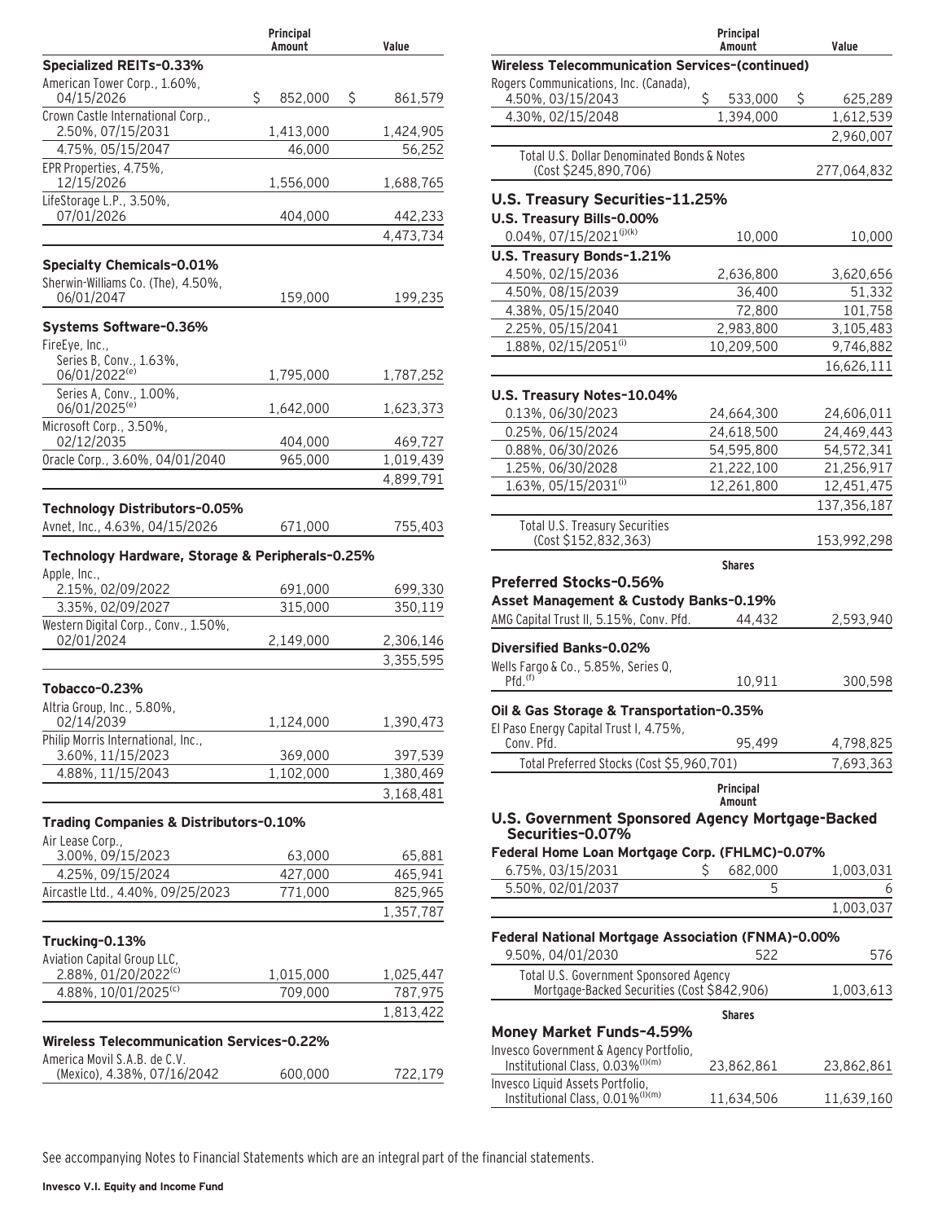| | Principal Amount | Value |
|---|---|---|
| **Specialized REITs–0.33%** | | |
| American Tower Corp., 1.60%, 04/15/2026 | $ 852,000 | $ 861,579 |
| Crown Castle International Corp., 2.50%, 07/15/2031 | 1,413,000 | 1,424,905 |
| 4.75%, 05/15/2047 | 46,000 | 56,252 |
| EPR Properties, 4.75%, 12/15/2026 | 1,556,000 | 1,688,765 |
| LifeStorage L.P., 3.50%, 07/01/2026 | 404,000 | 442,233 |
| | | 4,473,734 |
| **Specialty Chemicals–0.01%** | | |
| Sherwin-Williams Co. (The), 4.50%, 06/01/2047 | 159,000 | 199,235 |
| **Systems Software–0.36%** | | |
| FireEye, Inc., Series B, Conv., 1.63%, 06/01/2022[(e)] | 1,795,000 | 1,787,252 |
| Series A, Conv., 1.00%, 06/01/2025[(e)] | 1,642,000 | 1,623,373 |
| Microsoft Corp., 3.50%, 02/12/2035 | 404,000 | 469,727 |
| Oracle Corp., 3.60%, 04/01/2040 | 965,000 | 1,019,439 |
| | | 4,899,791 |
| **Technology Distributors–0.05%** | | |
| Avnet, Inc., 4.63%, 04/15/2026 | 671,000 | 755,403 |
| **Technology Hardware, Storage & Peripherals–0.25%** | | |
| Apple, Inc., 2.15%, 02/09/2022 | 691,000 | 699,330 |
| 3.35%, 02/09/2027 | 315,000 | 350,119 |
| Western Digital Corp., Conv., 1.50%, 02/01/2024 | 2,149,000 | 2,306,146 |
| | | 3,355,595 |
| **Tobacco–0.23%** | | |
| Altria Group, Inc., 5.80%, 02/14/2039 | 1,124,000 | 1,390,473 |
| Philip Morris International, Inc., 3.60%, 11/15/2023 | 369,000 | 397,539 |
| 4.88%, 11/15/2043 | 1,102,000 | 1,380,469 |
| | | 3,168,481 |
| **Trading Companies & Distributors–0.10%** | | |
| Air Lease Corp., 3.00%, 09/15/2023 | 63,000 | 65,881 |
| 4.25%, 09/15/2024 | 427,000 | 465,941 |
| Aircastle Ltd., 4.40%, 09/25/2023 | 771,000 | 825,965 |
| | | 1,357,787 |
| **Trucking–0.13%** | | |
| Aviation Capital Group LLC, 2.88%, 01/20/2022[(c)] | 1,015,000 | 1,025,447 |
| 4.88%, 10/01/2025[(c)] | 709,000 | 787,975 |
| | | 1,813,422 |
| **Wireless Telecommunication Services–0.22%** | | |
| America Movil S.A.B. de C.V. (Mexico), 4.38%, 07/16/2042 | 600,000 | 722,179 |
| **Wireless Telecommunication Services–(continued)** | | |
| Rogers Communications, Inc. (Canada), 4.50%, 03/15/2043 | $ 533,000 | $ 625,289 |
| 4.30%, 02/15/2048 | 1,394,000 | 1,612,539 |
| | | 2,960,007 |
| Total U.S. Dollar Denominated Bonds & Notes (Cost $245,890,706) | | 277,064,832 |
| **U.S. Treasury Securities–11.25%** | | |
| **U.S. Treasury Bills–0.00%** | | |
| 0.04%, 07/15/2021[(j)(k)] | 10,000 | 10,000 |
| **U.S. Treasury Bonds–1.21%** | | |
| 4.50%, 02/15/2036 | 2,636,800 | 3,620,656 |
| 4.50%, 08/15/2039 | 36,400 | 51,332 |
| 4.38%, 05/15/2040 | 72,800 | 101,758 |
| 2.25%, 05/15/2041 | 2,983,800 | 3,105,483 |
| 1.88%, 02/15/2051[(i)] | 10,209,500 | 9,746,882 |
| | | 16,626,111 |
| **U.S. Treasury Notes–10.04%** | | |
| 0.13%, 06/30/2023 | 24,664,300 | 24,606,011 |
| 0.25%, 06/15/2024 | 24,618,500 | 24,469,443 |
| 0.88%, 06/30/2026 | 54,595,800 | 54,572,341 |
| 1.25%, 06/30/2028 | 21,222,100 | 21,256,917 |
| 1.63%, 05/15/2031[(i)] | 12,261,800 | 12,451,475 |
| | | 137,356,187 |
| Total U.S. Treasury Securities (Cost $152,832,363) | | 153,992,298 |

| | Shares | Value |
|---|---|---|
| **Preferred Stocks–0.56%** | | |
| **Asset Management & Custody Banks–0.19%** | | |
| AMG Capital Trust II, 5.15%, Conv. Pfd. | 44,432 | 2,593,940 |
| **Diversified Banks–0.02%** | | |
| Wells Fargo & Co., 5.85%, Series Q, Pfd.[(f)] | 10,911 | 300,598 |
| **Oil & Gas Storage & Transportation–0.35%** | | |
| El Paso Energy Capital Trust I, 4.75%, Conv. Pfd. | 95,499 | 4,798,825 |
| Total Preferred Stocks (Cost $5,960,701) | | 7,693,363 |

| | Principal Amount | Value |
|---|---|---|
| **U.S. Government Sponsored Agency Mortgage-Backed Securities–0.07%** | | |
| **Federal Home Loan Mortgage Corp. (FHLMC)–0.07%** | | |
| 6.75%, 03/15/2031 | $ 682,000 | 1,003,031 |
| 5.50%, 02/01/2037 | 5 | 6 |
| | | 1,003,037 |
| **Federal National Mortgage Association (FNMA)–0.00%** | | |
| 9.50%, 04/01/2030 | 522 | 576 |
| Total U.S. Government Sponsored Agency Mortgage-Backed Securities (Cost $842,906) | | 1,003,613 |

| | Shares | Value |
|---|---|---|
| **Money Market Funds–4.59%** | | |
| Invesco Government & Agency Portfolio, Institutional Class, 0.03%[(l)(m)] | 23,862,861 | 23,862,861 |
| Invesco Liquid Assets Portfolio, Institutional Class, 0.01%[(l)(m)] | 11,634,506 | 11,639,160 |

See accompanying Notes to Financial Statements which are an integral part of the financial statements.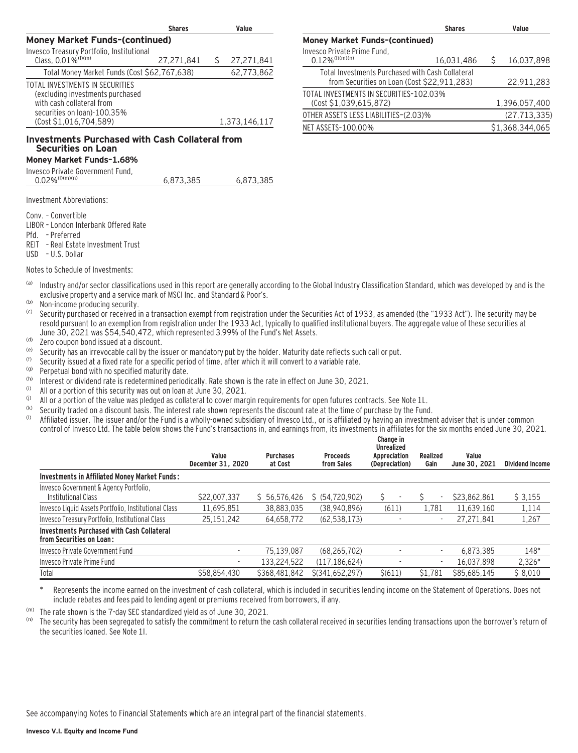| | Shares | Value |
|---|---|---|
| **Money Market Funds–(continued)** | | |
| Invesco Treasury Portfolio, Institutional Class, 0.01%[(l)(m)] | 27,271,841 | $ 27,271,841 |
| Total Money Market Funds (Cost $62,767,638) | | 62,773,862 |
| TOTAL INVESTMENTS IN SECURITIES (excluding investments purchased with cash collateral from securities on loan)-100.35% (Cost $1,016,704,589) | | 1,373,146,117 |

## Investments Purchased with Cash Collateral from Securities on Loan

### Money Market Funds–1.68%

| | Shares | Value |
|---|---|---|
| Invesco Private Government Fund, 0.02%[(l)(m)(n)] | 6,873,385 | 6,873,385 |
| Invesco Private Prime Fund, 0.12%[(l)(m)(n)] | 16,031,486 | $ 16,037,898 |
| Total Investments Purchased with Cash Collateral from Securities on Loan (Cost $22,911,283) | | 22,911,283 |
| TOTAL INVESTMENTS IN SECURITIES–102.03% (Cost $1,039,615,872) | | 1,396,057,400 |
| OTHER ASSETS LESS LIABILITIES–(2.03)% | | (27,713,335) |
| NET ASSETS–100.00% | | $1,368,344,065 |

Investment Abbreviations:

Conv. – Convertible
LIBOR – London Interbank Offered Rate
Pfd. – Preferred
REIT – Real Estate Investment Trust
USD – U.S. Dollar

Notes to Schedule of Investments:

(a) Industry and/or sector classifications used in this report are generally according to the Global Industry Classification Standard, which was developed by and is the exclusive property and a service mark of MSCI Inc. and Standard & Poor's.
(b) Non-income producing security.
(c) Security purchased or received in a transaction exempt from registration under the Securities Act of 1933, as amended (the "1933 Act"). The security may be resold pursuant to an exemption from registration under the 1933 Act, typically to qualified institutional buyers. The aggregate value of these securities at June 30, 2021 was $54,540,472, which represented 3.99% of the Fund's Net Assets.
(d) Zero coupon bond issued at a discount.
(e) Security has an irrevocable call by the issuer or mandatory put by the holder. Maturity date reflects such call or put.
(f) Security issued at a fixed rate for a specific period of time, after which it will convert to a variable rate.
(g) Perpetual bond with no specified maturity date.
(h) Interest or dividend rate is redetermined periodically. Rate shown is the rate in effect on June 30, 2021.
(i) All or a portion of this security was out on loan at June 30, 2021.
(j) All or a portion of the value was pledged as collateral to cover margin requirements for open futures contracts. See Note 1L.
(k) Security traded on a discount basis. The interest rate shown represents the discount rate at the time of purchase by the Fund.
(l) Affiliated issuer. The issuer and/or the Fund is a wholly-owned subsidiary of Invesco Ltd., or is affiliated by having an investment adviser that is under common control of Invesco Ltd. The table below shows the Fund's transactions in, and earnings from, its investments in affiliates for the six months ended June 30, 2021.

| | Value December 31, 2020 | Purchases at Cost | Proceeds from Sales | Change in Unrealized Appreciation (Depreciation) | Realized Gain | Value June 30, 2021 | Dividend Income |
|---|---|---|---|---|---|---|---|
| **Investments in Affiliated Money Market Funds:** | | | | | | | |
| Invesco Government & Agency Portfolio, Institutional Class | $22,007,337 | $ 56,576,426 | $ (54,720,902) | $ - | $ - | $23,862,861 | $ 3,155 |
| Invesco Liquid Assets Portfolio, Institutional Class | 11,695,851 | 38,883,035 | (38,940,896) | (611) | 1,781 | 11,639,160 | 1,114 |
| Invesco Treasury Portfolio, Institutional Class | 25,151,242 | 64,658,772 | (62,538,173) | - | - | 27,271,841 | 1,267 |
| **Investments Purchased with Cash Collateral from Securities on Loan:** | | | | | | | |
| Invesco Private Government Fund | - | 75,139,087 | (68,265,702) | - | - | 6,873,385 | 148* |
| Invesco Private Prime Fund | - | 133,224,522 | (117,186,624) | - | - | 16,037,898 | 2,326* |
| Total | $58,854,430 | $368,481,842 | $(341,652,297) | $(611) | $1,781 | $85,685,145 | $ 8,010 |

\* Represents the income earned on the investment of cash collateral, which is included in securities lending income on the Statement of Operations. Does not include rebates and fees paid to lending agent or premiums received from borrowers, if any.

(m) The rate shown is the 7-day SEC standardized yield as of June 30, 2021.
(n) The security has been segregated to satisfy the commitment to return the cash collateral received in securities lending transactions upon the borrower's return of the securities loaned. See Note 1I.

See accompanying Notes to Financial Statements which are an integral part of the financial statements.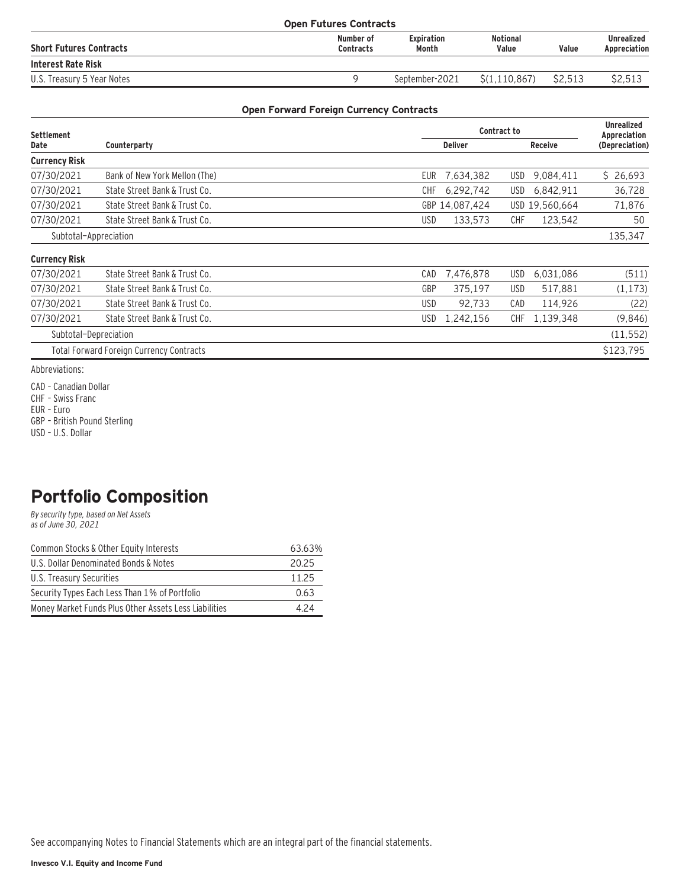**Open Futures Contracts**

| Short Futures Contracts | Number of Contracts | Expiration Month | Notional Value | Value | Unrealized Appreciation |
|---|---|---|---|---|---|
| **Interest Rate Risk** | | | | | |
| U.S. Treasury 5 Year Notes | 9 | September-2021 | $(1,110,867) | $2,513 | $2,513 |

**Open Forward Foreign Currency Contracts**

| Settlement Date | Counterparty | Contract to | | Unrealized Appreciation (Depreciation) |
|---|---|---|---|---|
| | | Deliver | Receive | |
| **Currency Risk** | | | | |
| 07/30/2021 | Bank of New York Mellon (The) | EUR 7,634,382 | USD 9,084,411 | $ 26,693 |
| 07/30/2021 | State Street Bank & Trust Co. | CHF 6,292,742 | USD 6,842,911 | 36,728 |
| 07/30/2021 | State Street Bank & Trust Co. | GBP 14,087,424 | USD 19,560,664 | 71,876 |
| 07/30/2021 | State Street Bank & Trust Co. | USD 133,573 | CHF 123,542 | 50 |
| Subtotal—Appreciation | | | | 135,347 |
| **Currency Risk** | | | | |
| 07/30/2021 | State Street Bank & Trust Co. | CAD 7,476,878 | USD 6,031,086 | (511) |
| 07/30/2021 | State Street Bank & Trust Co. | GBP 375,197 | USD 517,881 | (1,173) |
| 07/30/2021 | State Street Bank & Trust Co. | USD 92,733 | CAD 114,926 | (22) |
| 07/30/2021 | State Street Bank & Trust Co. | USD 1,242,156 | CHF 1,139,348 | (9,846) |
| Subtotal—Depreciation | | | | (11,552) |
| Total Forward Foreign Currency Contracts | | | | $123,795 |

Abbreviations:

CAD – Canadian Dollar
CHF – Swiss Franc
EUR – Euro
GBP – British Pound Sterling
USD – U.S. Dollar

# Portfolio Composition

*By security type, based on Net Assets*
*as of June 30, 2021*

| | |
|---|---|
| Common Stocks & Other Equity Interests | 63.63% |
| U.S. Dollar Denominated Bonds & Notes | 20.25 |
| U.S. Treasury Securities | 11.25 |
| Security Types Each Less Than 1% of Portfolio | 0.63 |
| Money Market Funds Plus Other Assets Less Liabilities | 4.24 |

See accompanying Notes to Financial Statements which are an integral part of the financial statements.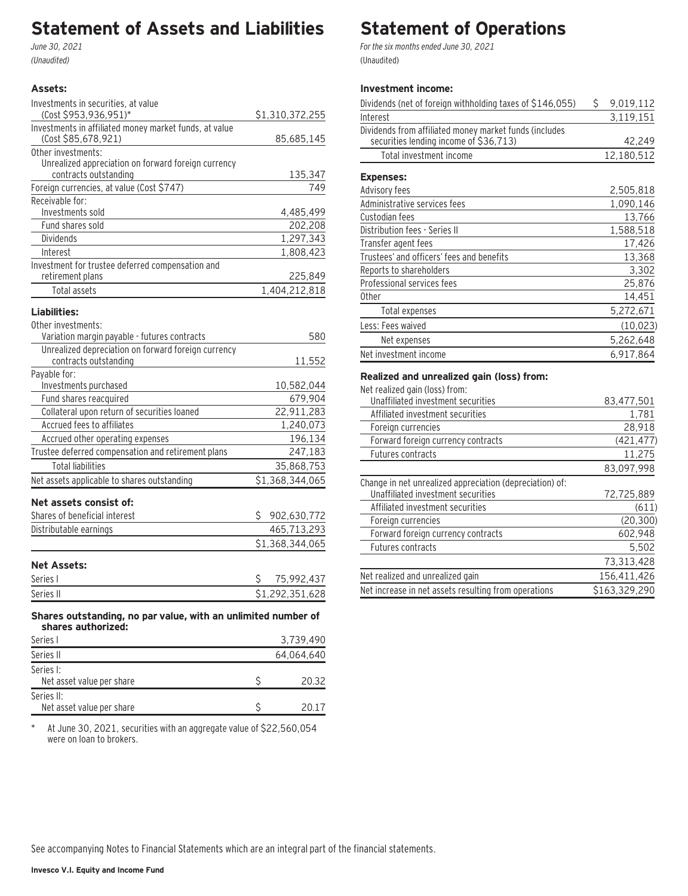# Statement of Assets and Liabilities

*June 30, 2021*

*(Unaudited)*

| | |
|---|---|
| **Assets:** | |
| Investments in securities, at value (Cost $953,936,951)* | $1,310,372,255 |
| Investments in affiliated money market funds, at value (Cost $85,678,921) | 85,685,145 |
| Other investments: | |
| Unrealized appreciation on forward foreign currency contracts outstanding | 135,347 |
| Foreign currencies, at value (Cost $747) | 749 |
| Receivable for: | |
| Investments sold | 4,485,499 |
| Fund shares sold | 202,208 |
| Dividends | 1,297,343 |
| Interest | 1,808,423 |
| Investment for trustee deferred compensation and retirement plans | 225,849 |
| Total assets | 1,404,212,818 |
| **Liabilities:** | |
| Other investments: | |
| Variation margin payable - futures contracts | 580 |
| Unrealized depreciation on forward foreign currency contracts outstanding | 11,552 |
| Payable for: | |
| Investments purchased | 10,582,044 |
| Fund shares reacquired | 679,904 |
| Collateral upon return of securities loaned | 22,911,283 |
| Accrued fees to affiliates | 1,240,073 |
| Accrued other operating expenses | 196,134 |
| Trustee deferred compensation and retirement plans | 247,183 |
| Total liabilities | 35,868,753 |
| Net assets applicable to shares outstanding | $1,368,344,065 |
| **Net assets consist of:** | |
| Shares of beneficial interest | $ 902,630,772 |
| Distributable earnings | 465,713,293 |
| | $1,368,344,065 |
| **Net Assets:** | |
| Series I | $ 75,992,437 |
| Series II | $1,292,351,628 |
| **Shares outstanding, no par value, with an unlimited number of shares authorized:** | |
| Series I | 3,739,490 |
| Series II | 64,064,640 |
| Series I: Net asset value per share | $ 20.32 |
| Series II: Net asset value per share | $ 20.17 |

\* At June 30, 2021, securities with an aggregate value of $22,560,054 were on loan to brokers.

# Statement of Operations

*For the six months ended June 30, 2021*

(Unaudited)

| | |
|---|---|
| **Investment income:** | |
| Dividends (net of foreign withholding taxes of $146,055) | $ 9,019,112 |
| Interest | 3,119,151 |
| Dividends from affiliated money market funds (includes securities lending income of $36,713) | 42,249 |
| Total investment income | 12,180,512 |
| **Expenses:** | |
| Advisory fees | 2,505,818 |
| Administrative services fees | 1,090,146 |
| Custodian fees | 13,766 |
| Distribution fees - Series II | 1,588,518 |
| Transfer agent fees | 17,426 |
| Trustees' and officers' fees and benefits | 13,368 |
| Reports to shareholders | 3,302 |
| Professional services fees | 25,876 |
| Other | 14,451 |
| Total expenses | 5,272,671 |
| Less: Fees waived | (10,023) |
| Net expenses | 5,262,648 |
| Net investment income | 6,917,864 |
| **Realized and unrealized gain (loss) from:** | |
| Net realized gain (loss) from: | |
| Unaffiliated investment securities | 83,477,501 |
| Affiliated investment securities | 1,781 |
| Foreign currencies | 28,918 |
| Forward foreign currency contracts | (421,477) |
| Futures contracts | 11,275 |
| | 83,097,998 |
| Change in net unrealized appreciation (depreciation) of: | |
| Unaffiliated investment securities | 72,725,889 |
| Affiliated investment securities | (611) |
| Foreign currencies | (20,300) |
| Forward foreign currency contracts | 602,948 |
| Futures contracts | 5,502 |
| | 73,313,428 |
| Net realized and unrealized gain | 156,411,426 |
| Net increase in net assets resulting from operations | $163,329,290 |

See accompanying Notes to Financial Statements which are an integral part of the financial statements.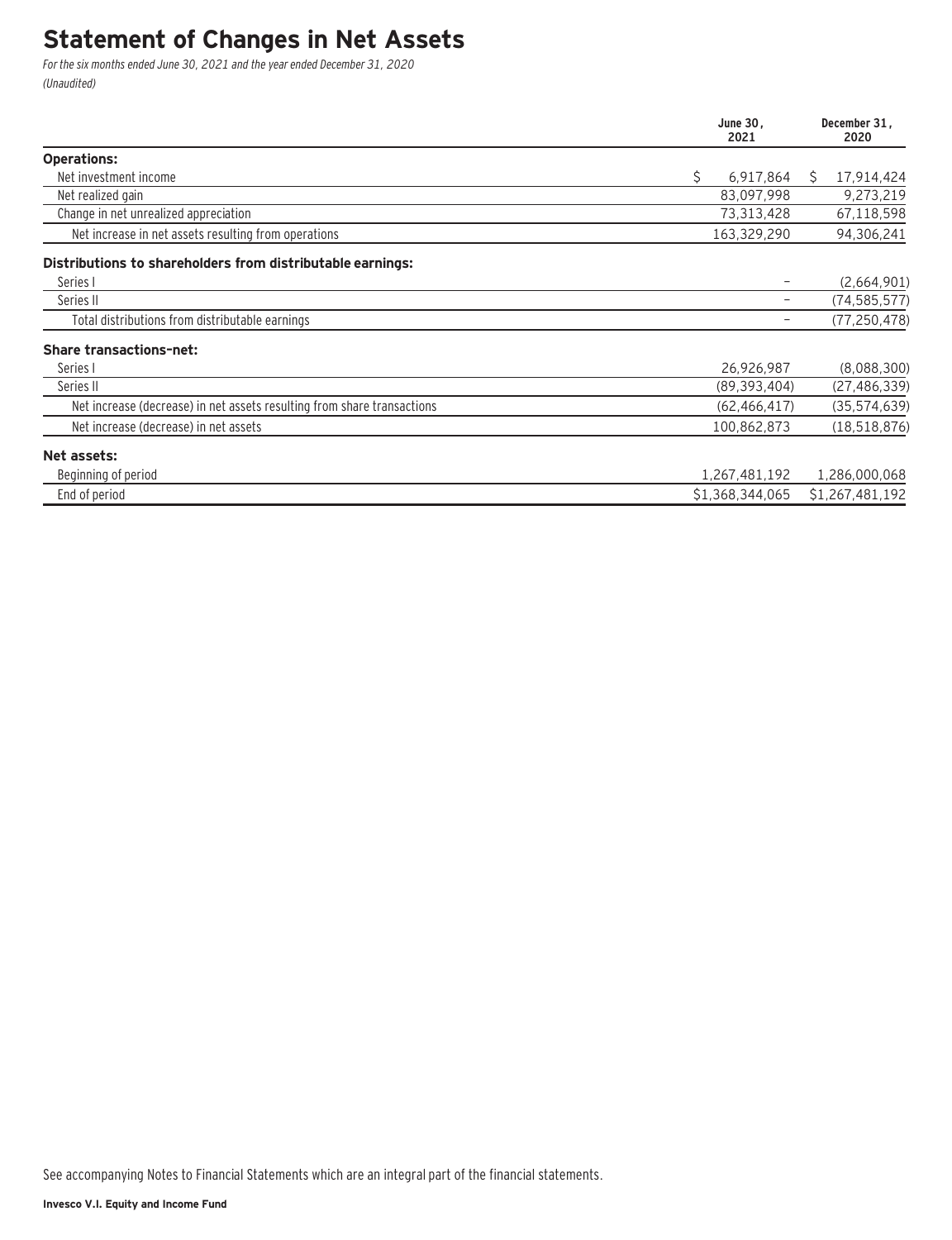# Statement of Changes in Net Assets

*For the six months ended June 30, 2021 and the year ended December 31, 2020*
*(Unaudited)*

| | June 30, 2021 | December 31, 2020 |
|---|---|---|
| **Operations:** | | |
| Net investment income | $ 6,917,864 | $ 17,914,424 |
| Net realized gain | 83,097,998 | 9,273,219 |
| Change in net unrealized appreciation | 73,313,428 | 67,118,598 |
| Net increase in net assets resulting from operations | 163,329,290 | 94,306,241 |
| **Distributions to shareholders from distributable earnings:** | | |
| Series I | – | (2,664,901) |
| Series II | – | (74,585,577) |
| Total distributions from distributable earnings | – | (77,250,478) |
| **Share transactions-net:** | | |
| Series I | 26,926,987 | (8,088,300) |
| Series II | (89,393,404) | (27,486,339) |
| Net increase (decrease) in net assets resulting from share transactions | (62,466,417) | (35,574,639) |
| Net increase (decrease) in net assets | 100,862,873 | (18,518,876) |
| **Net assets:** | | |
| Beginning of period | 1,267,481,192 | 1,286,000,068 |
| End of period | $1,368,344,065 | $1,267,481,192 |

See accompanying Notes to Financial Statements which are an integral part of the financial statements.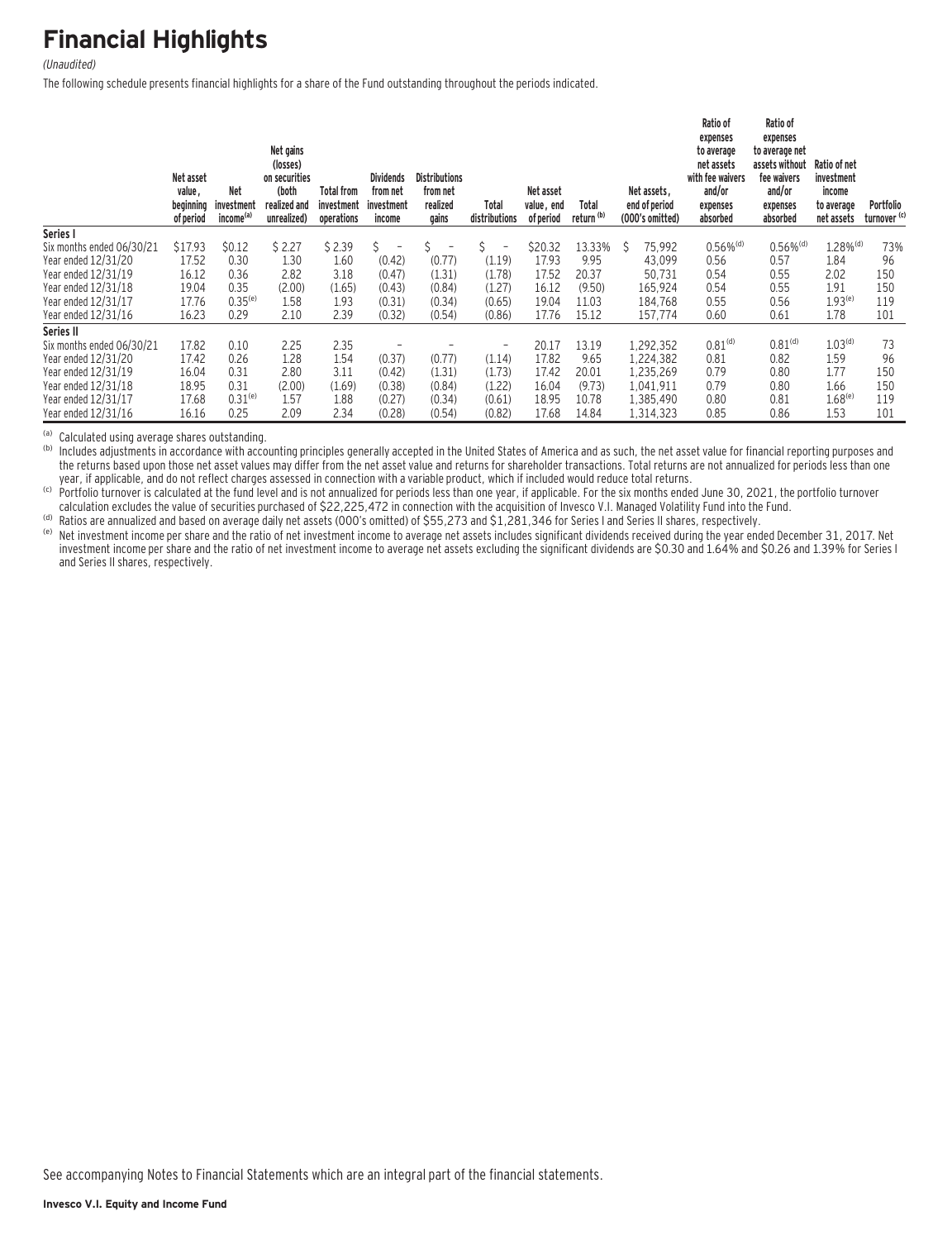# Financial Highlights

*(Unaudited)*

The following schedule presents financial highlights for a share of the Fund outstanding throughout the periods indicated.

| | Net asset value, beginning of period | Net investment income[(a)] | Net gains (losses) on securities (both realized and unrealized) | Total from investment operations | Dividends from net investment income | Distributions from net realized gains | Total distributions | Net asset value, end of period | Total return [(b)] | Net assets, end of period (000's omitted) | Ratio of expenses to average net assets with fee waivers and/or expenses absorbed | Ratio of expenses to average net assets without fee waivers and/or expenses absorbed | Ratio of net investment income to average net assets | Portfolio turnover [(c)] |
|---|---|---|---|---|---|---|---|---|---|---|---|---|---|---|
| **Series I** | | | | | | | | | | | | | | |
| Six months ended 06/30/21 | $17.93 | $0.12 | $ 2.27 | $ 2.39 | $ – | $ – | $ – | $20.32 | 13.33% | $ 75,992 | 0.56%[(d)] | 0.56%[(d)] | 1.28%[(d)] | 73% |
| Year ended 12/31/20 | 17.52 | 0.30 | 1.30 | 1.60 | (0.42) | (0.77) | (1.19) | 17.93 | 9.95 | 43,099 | 0.56 | 0.57 | 1.84 | 96 |
| Year ended 12/31/19 | 16.12 | 0.36 | 2.82 | 3.18 | (0.47) | (1.31) | (1.78) | 17.52 | 20.37 | 50,731 | 0.54 | 0.55 | 2.02 | 150 |
| Year ended 12/31/18 | 19.04 | 0.35 | (2.00) | (1.65) | (0.43) | (0.84) | (1.27) | 16.12 | (9.50) | 165,924 | 0.54 | 0.55 | 1.91 | 150 |
| Year ended 12/31/17 | 17.76 | 0.35[(e)] | 1.58 | 1.93 | (0.31) | (0.34) | (0.65) | 19.04 | 11.03 | 184,768 | 0.55 | 0.56 | 1.93[(e)] | 119 |
| Year ended 12/31/16 | 16.23 | 0.29 | 2.10 | 2.39 | (0.32) | (0.54) | (0.86) | 17.76 | 15.12 | 157,774 | 0.60 | 0.61 | 1.78 | 101 |
| **Series II** | | | | | | | | | | | | | | |
| Six months ended 06/30/21 | 17.82 | 0.10 | 2.25 | 2.35 | – | – | – | 20.17 | 13.19 | 1,292,352 | 0.81[(d)] | 0.81[(d)] | 1.03[(d)] | 73 |
| Year ended 12/31/20 | 17.42 | 0.26 | 1.28 | 1.54 | (0.37) | (0.77) | (1.14) | 17.82 | 9.65 | 1,224,382 | 0.81 | 0.82 | 1.59 | 96 |
| Year ended 12/31/19 | 16.04 | 0.31 | 2.80 | 3.11 | (0.42) | (1.31) | (1.73) | 17.42 | 20.01 | 1,235,269 | 0.79 | 0.80 | 1.77 | 150 |
| Year ended 12/31/18 | 18.95 | 0.31 | (2.00) | (1.69) | (0.38) | (0.84) | (1.22) | 16.04 | (9.73) | 1,041,911 | 0.79 | 0.80 | 1.66 | 150 |
| Year ended 12/31/17 | 17.68 | 0.31[(e)] | 1.57 | 1.88 | (0.27) | (0.34) | (0.61) | 18.95 | 10.78 | 1,385,490 | 0.80 | 0.81 | 1.68[(e)] | 119 |
| Year ended 12/31/16 | 16.16 | 0.25 | 2.09 | 2.34 | (0.28) | (0.54) | (0.82) | 17.68 | 14.84 | 1,314,323 | 0.85 | 0.86 | 1.53 | 101 |

(a) Calculated using average shares outstanding.

(b) Includes adjustments in accordance with accounting principles generally accepted in the United States of America and as such, the net asset value for financial reporting purposes and the returns based upon those net asset values may differ from the net asset value and returns for shareholder transactions. Total returns are not annualized for periods less than one year, if applicable, and do not reflect charges assessed in connection with a variable product, which if included would reduce total returns.

(c) Portfolio turnover is calculated at the fund level and is not annualized for periods less than one year, if applicable. For the six months ended June 30, 2021, the portfolio turnover calculation excludes the value of securities purchased of $22,225,472 in connection with the acquisition of Invesco V.I. Managed Volatility Fund into the Fund.

(d) Ratios are annualized and based on average daily net assets (000's omitted) of $55,273 and $1,281,346 for Series I and Series II shares, respectively.

(e) Net investment income per share and the ratio of net investment income to average net assets includes significant dividends received during the year ended December 31, 2017. Net investment income per share and the ratio of net investment income to average net assets excluding the significant dividends are $0.30 and 1.64% and $0.26 and 1.39% for Series I and Series II shares, respectively.

See accompanying Notes to Financial Statements which are an integral part of the financial statements.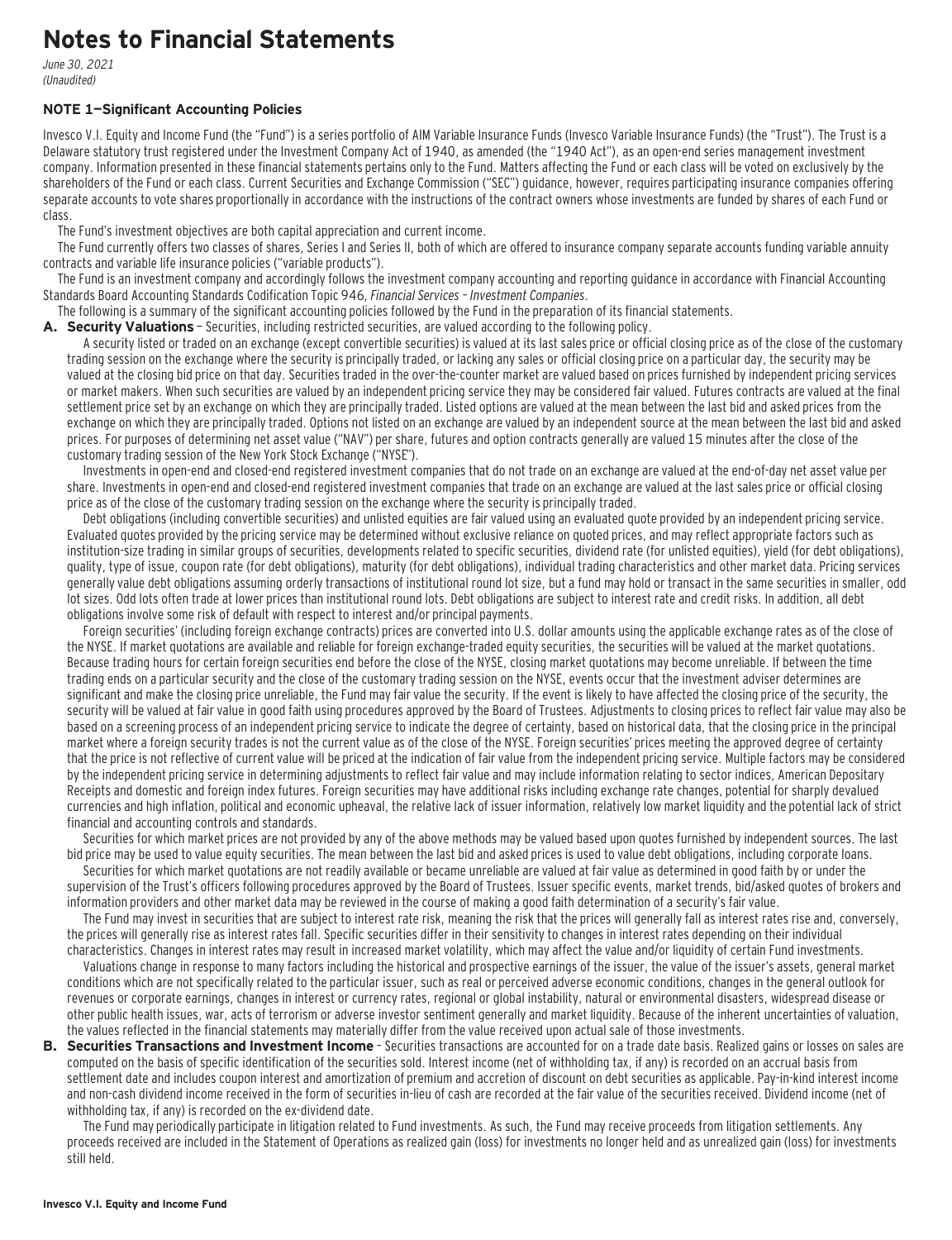# Notes to Financial Statements

*June 30, 2021*
*(Unaudited)*

### NOTE 1—Significant Accounting Policies

Invesco V.I. Equity and Income Fund (the "Fund") is a series portfolio of AIM Variable Insurance Funds (Invesco Variable Insurance Funds) (the "Trust"). The Trust is a Delaware statutory trust registered under the Investment Company Act of 1940, as amended (the "1940 Act"), as an open-end series management investment company. Information presented in these financial statements pertains only to the Fund. Matters affecting the Fund or each class will be voted on exclusively by the shareholders of the Fund or each class. Current Securities and Exchange Commission ("SEC") guidance, however, requires participating insurance companies offering separate accounts to vote shares proportionally in accordance with the instructions of the contract owners whose investments are funded by shares of each Fund or class.

The Fund's investment objectives are both capital appreciation and current income.

The Fund currently offers two classes of shares, Series I and Series II, both of which are offered to insurance company separate accounts funding variable annuity contracts and variable life insurance policies ("variable products").

The Fund is an investment company and accordingly follows the investment company accounting and reporting guidance in accordance with Financial Accounting Standards Board Accounting Standards Codification Topic 946, *Financial Services – Investment Companies*.

The following is a summary of the significant accounting policies followed by the Fund in the preparation of its financial statements.

**A. Security Valuations** – Securities, including restricted securities, are valued according to the following policy.

A security listed or traded on an exchange (except convertible securities) is valued at its last sales price or official closing price as of the close of the customary trading session on the exchange where the security is principally traded, or lacking any sales or official closing price on a particular day, the security may be valued at the closing bid price on that day. Securities traded in the over-the-counter market are valued based on prices furnished by independent pricing services or market makers. When such securities are valued by an independent pricing service they may be considered fair valued. Futures contracts are valued at the final settlement price set by an exchange on which they are principally traded. Listed options are valued at the mean between the last bid and asked prices from the exchange on which they are principally traded. Options not listed on an exchange are valued by an independent source at the mean between the last bid and asked prices. For purposes of determining net asset value ("NAV") per share, futures and option contracts generally are valued 15 minutes after the close of the customary trading session of the New York Stock Exchange ("NYSE").

Investments in open-end and closed-end registered investment companies that do not trade on an exchange are valued at the end-of-day net asset value per share. Investments in open-end and closed-end registered investment companies that trade on an exchange are valued at the last sales price or official closing price as of the close of the customary trading session on the exchange where the security is principally traded.

Debt obligations (including convertible securities) and unlisted equities are fair valued using an evaluated quote provided by an independent pricing service. Evaluated quotes provided by the pricing service may be determined without exclusive reliance on quoted prices, and may reflect appropriate factors such as institution-size trading in similar groups of securities, developments related to specific securities, dividend rate (for unlisted equities), yield (for debt obligations), quality, type of issue, coupon rate (for debt obligations), maturity (for debt obligations), individual trading characteristics and other market data. Pricing services generally value debt obligations assuming orderly transactions of institutional round lot size, but a fund may hold or transact in the same securities in smaller, odd lot sizes. Odd lots often trade at lower prices than institutional round lots. Debt obligations are subject to interest rate and credit risks. In addition, all debt obligations involve some risk of default with respect to interest and/or principal payments.

Foreign securities' (including foreign exchange contracts) prices are converted into U.S. dollar amounts using the applicable exchange rates as of the close of the NYSE. If market quotations are available and reliable for foreign exchange-traded equity securities, the securities will be valued at the market quotations. Because trading hours for certain foreign securities end before the close of the NYSE, closing market quotations may become unreliable. If between the time trading ends on a particular security and the close of the customary trading session on the NYSE, events occur that the investment adviser determines are significant and make the closing price unreliable, the Fund may fair value the security. If the event is likely to have affected the closing price of the security, the security will be valued at fair value in good faith using procedures approved by the Board of Trustees. Adjustments to closing prices to reflect fair value may also be based on a screening process of an independent pricing service to indicate the degree of certainty, based on historical data, that the closing price in the principal market where a foreign security trades is not the current value as of the close of the NYSE. Foreign securities' prices meeting the approved degree of certainty that the price is not reflective of current value will be priced at the indication of fair value from the independent pricing service. Multiple factors may be considered by the independent pricing service in determining adjustments to reflect fair value and may include information relating to sector indices, American Depositary Receipts and domestic and foreign index futures. Foreign securities may have additional risks including exchange rate changes, potential for sharply devalued currencies and high inflation, political and economic upheaval, the relative lack of issuer information, relatively low market liquidity and the potential lack of strict financial and accounting controls and standards.

Securities for which market prices are not provided by any of the above methods may be valued based upon quotes furnished by independent sources. The last bid price may be used to value equity securities. The mean between the last bid and asked prices is used to value debt obligations, including corporate loans.

Securities for which market quotations are not readily available or became unreliable are valued at fair value as determined in good faith by or under the supervision of the Trust's officers following procedures approved by the Board of Trustees. Issuer specific events, market trends, bid/asked quotes of brokers and information providers and other market data may be reviewed in the course of making a good faith determination of a security's fair value.

The Fund may invest in securities that are subject to interest rate risk, meaning the risk that the prices will generally fall as interest rates rise and, conversely, the prices will generally rise as interest rates fall. Specific securities differ in their sensitivity to changes in interest rates depending on their individual characteristics. Changes in interest rates may result in increased market volatility, which may affect the value and/or liquidity of certain Fund investments.

Valuations change in response to many factors including the historical and prospective earnings of the issuer, the value of the issuer's assets, general market conditions which are not specifically related to the particular issuer, such as real or perceived adverse economic conditions, changes in the general outlook for revenues or corporate earnings, changes in interest or currency rates, regional or global instability, natural or environmental disasters, widespread disease or other public health issues, war, acts of terrorism or adverse investor sentiment generally and market liquidity. Because of the inherent uncertainties of valuation, the values reflected in the financial statements may materially differ from the value received upon actual sale of those investments.

**B. Securities Transactions and Investment Income** – Securities transactions are accounted for on a trade date basis. Realized gains or losses on sales are computed on the basis of specific identification of the securities sold. Interest income (net of withholding tax, if any) is recorded on an accrual basis from settlement date and includes coupon interest and amortization of premium and accretion of discount on debt securities as applicable. Pay-in-kind interest income and non-cash dividend income received in the form of securities in-lieu of cash are recorded at the fair value of the securities received. Dividend income (net of withholding tax, if any) is recorded on the ex-dividend date.

The Fund may periodically participate in litigation related to Fund investments. As such, the Fund may receive proceeds from litigation settlements. Any proceeds received are included in the Statement of Operations as realized gain (loss) for investments no longer held and as unrealized gain (loss) for investments still held.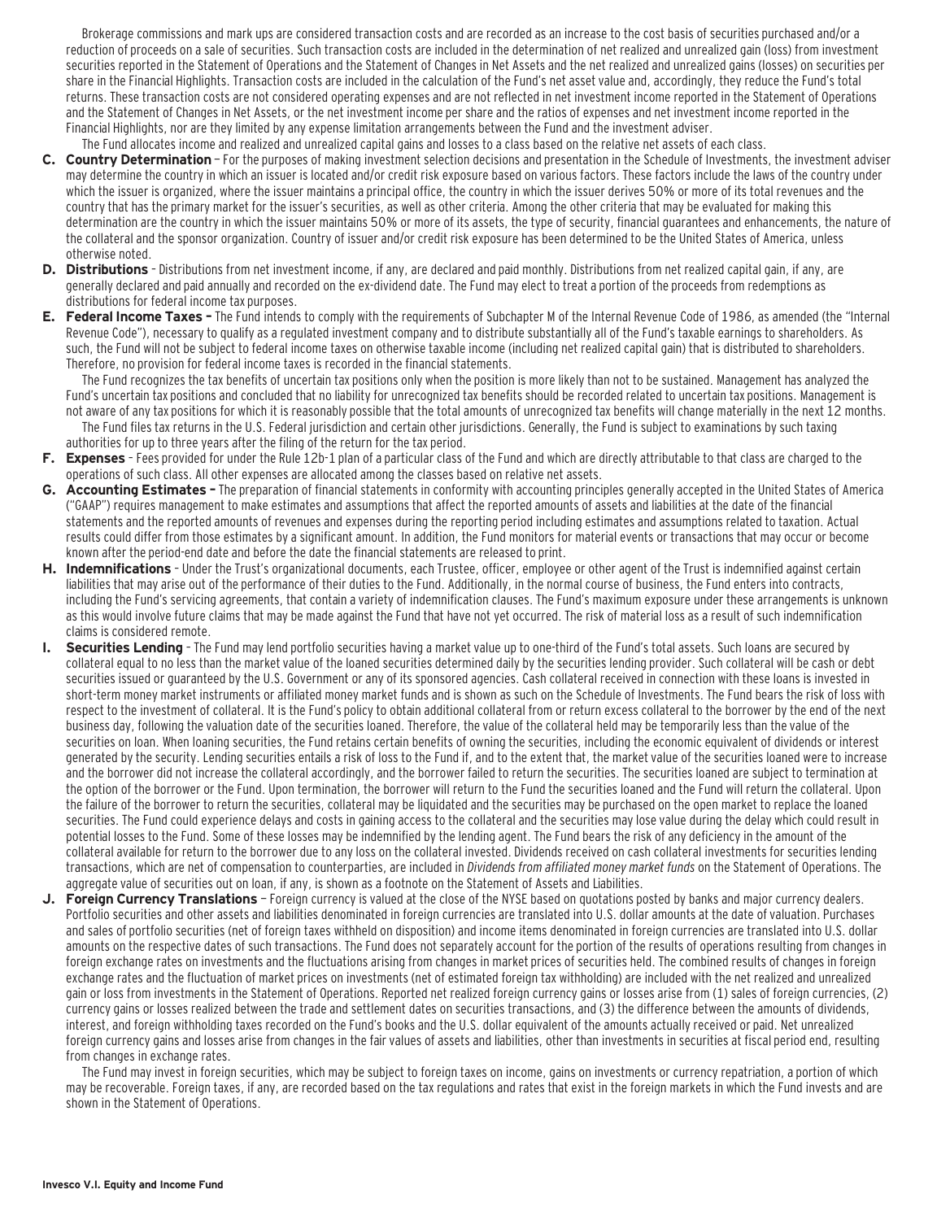Brokerage commissions and mark ups are considered transaction costs and are recorded as an increase to the cost basis of securities purchased and/or a reduction of proceeds on a sale of securities. Such transaction costs are included in the determination of net realized and unrealized gain (loss) from investment securities reported in the Statement of Operations and the Statement of Changes in Net Assets and the net realized and unrealized gains (losses) on securities per share in the Financial Highlights. Transaction costs are included in the calculation of the Fund's net asset value and, accordingly, they reduce the Fund's total returns. These transaction costs are not considered operating expenses and are not reflected in net investment income reported in the Statement of Operations and the Statement of Changes in Net Assets, or the net investment income per share and the ratios of expenses and net investment income reported in the Financial Highlights, nor are they limited by any expense limitation arrangements between the Fund and the investment adviser.

The Fund allocates income and realized and unrealized capital gains and losses to a class based on the relative net assets of each class.

**C. Country Determination** – For the purposes of making investment selection decisions and presentation in the Schedule of Investments, the investment adviser may determine the country in which an issuer is located and/or credit risk exposure based on various factors. These factors include the laws of the country under which the issuer is organized, where the issuer maintains a principal office, the country in which the issuer derives 50% or more of its total revenues and the country that has the primary market for the issuer's securities, as well as other criteria. Among the other criteria that may be evaluated for making this determination are the country in which the issuer maintains 50% or more of its assets, the type of security, financial guarantees and enhancements, the nature of the collateral and the sponsor organization. Country of issuer and/or credit risk exposure has been determined to be the United States of America, unless otherwise noted.

**D. Distributions** – Distributions from net investment income, if any, are declared and paid monthly. Distributions from net realized capital gain, if any, are generally declared and paid annually and recorded on the ex-dividend date. The Fund may elect to treat a portion of the proceeds from redemptions as distributions for federal income tax purposes.

**E. Federal Income Taxes –** The Fund intends to comply with the requirements of Subchapter M of the Internal Revenue Code of 1986, as amended (the "Internal Revenue Code"), necessary to qualify as a regulated investment company and to distribute substantially all of the Fund's taxable earnings to shareholders. As such, the Fund will not be subject to federal income taxes on otherwise taxable income (including net realized capital gain) that is distributed to shareholders. Therefore, no provision for federal income taxes is recorded in the financial statements.

The Fund recognizes the tax benefits of uncertain tax positions only when the position is more likely than not to be sustained. Management has analyzed the Fund's uncertain tax positions and concluded that no liability for unrecognized tax benefits should be recorded related to uncertain tax positions. Management is not aware of any tax positions for which it is reasonably possible that the total amounts of unrecognized tax benefits will change materially in the next 12 months.

The Fund files tax returns in the U.S. Federal jurisdiction and certain other jurisdictions. Generally, the Fund is subject to examinations by such taxing authorities for up to three years after the filing of the return for the tax period.

**F. Expenses** – Fees provided for under the Rule 12b-1 plan of a particular class of the Fund and which are directly attributable to that class are charged to the operations of such class. All other expenses are allocated among the classes based on relative net assets.

**G. Accounting Estimates –** The preparation of financial statements in conformity with accounting principles generally accepted in the United States of America ("GAAP") requires management to make estimates and assumptions that affect the reported amounts of assets and liabilities at the date of the financial statements and the reported amounts of revenues and expenses during the reporting period including estimates and assumptions related to taxation. Actual results could differ from those estimates by a significant amount. In addition, the Fund monitors for material events or transactions that may occur or become known after the period-end date and before the date the financial statements are released to print.

**H. Indemnifications** – Under the Trust's organizational documents, each Trustee, officer, employee or other agent of the Trust is indemnified against certain liabilities that may arise out of the performance of their duties to the Fund. Additionally, in the normal course of business, the Fund enters into contracts, including the Fund's servicing agreements, that contain a variety of indemnification clauses. The Fund's maximum exposure under these arrangements is unknown as this would involve future claims that may be made against the Fund that have not yet occurred. The risk of material loss as a result of such indemnification claims is considered remote.

**I. Securities Lending** – The Fund may lend portfolio securities having a market value up to one-third of the Fund's total assets. Such loans are secured by collateral equal to no less than the market value of the loaned securities determined daily by the securities lending provider. Such collateral will be cash or debt securities issued or guaranteed by the U.S. Government or any of its sponsored agencies. Cash collateral received in connection with these loans is invested in short-term money market instruments or affiliated money market funds and is shown as such on the Schedule of Investments. The Fund bears the risk of loss with respect to the investment of collateral. It is the Fund's policy to obtain additional collateral from or return excess collateral to the borrower by the end of the next business day, following the valuation date of the securities loaned. Therefore, the value of the collateral held may be temporarily less than the value of the securities on loan. When loaning securities, the Fund retains certain benefits of owning the securities, including the economic equivalent of dividends or interest generated by the security. Lending securities entails a risk of loss to the Fund if, and to the extent that, the market value of the securities loaned were to increase and the borrower did not increase the collateral accordingly, and the borrower failed to return the securities. The securities loaned are subject to termination at the option of the borrower or the Fund. Upon termination, the borrower will return to the Fund the securities loaned and the Fund will return the collateral. Upon the failure of the borrower to return the securities, collateral may be liquidated and the securities may be purchased on the open market to replace the loaned securities. The Fund could experience delays and costs in gaining access to the collateral and the securities may lose value during the delay which could result in potential losses to the Fund. Some of these losses may be indemnified by the lending agent. The Fund bears the risk of any deficiency in the amount of the collateral available for return to the borrower due to any loss on the collateral invested. Dividends received on cash collateral investments for securities lending transactions, which are net of compensation to counterparties, are included in *Dividends from affiliated money market funds* on the Statement of Operations. The aggregate value of securities out on loan, if any, is shown as a footnote on the Statement of Assets and Liabilities.

**J. Foreign Currency Translations** – Foreign currency is valued at the close of the NYSE based on quotations posted by banks and major currency dealers. Portfolio securities and other assets and liabilities denominated in foreign currencies are translated into U.S. dollar amounts at the date of valuation. Purchases and sales of portfolio securities (net of foreign taxes withheld on disposition) and income items denominated in foreign currencies are translated into U.S. dollar amounts on the respective dates of such transactions. The Fund does not separately account for the portion of the results of operations resulting from changes in foreign exchange rates on investments and the fluctuations arising from changes in market prices of securities held. The combined results of changes in foreign exchange rates and the fluctuation of market prices on investments (net of estimated foreign tax withholding) are included with the net realized and unrealized gain or loss from investments in the Statement of Operations. Reported net realized foreign currency gains or losses arise from (1) sales of foreign currencies, (2) currency gains or losses realized between the trade and settlement dates on securities transactions, and (3) the difference between the amounts of dividends, interest, and foreign withholding taxes recorded on the Fund's books and the U.S. dollar equivalent of the amounts actually received or paid. Net unrealized foreign currency gains and losses arise from changes in the fair values of assets and liabilities, other than investments in securities at fiscal period end, resulting from changes in exchange rates.

The Fund may invest in foreign securities, which may be subject to foreign taxes on income, gains on investments or currency repatriation, a portion of which may be recoverable. Foreign taxes, if any, are recorded based on the tax regulations and rates that exist in the foreign markets in which the Fund invests and are shown in the Statement of Operations.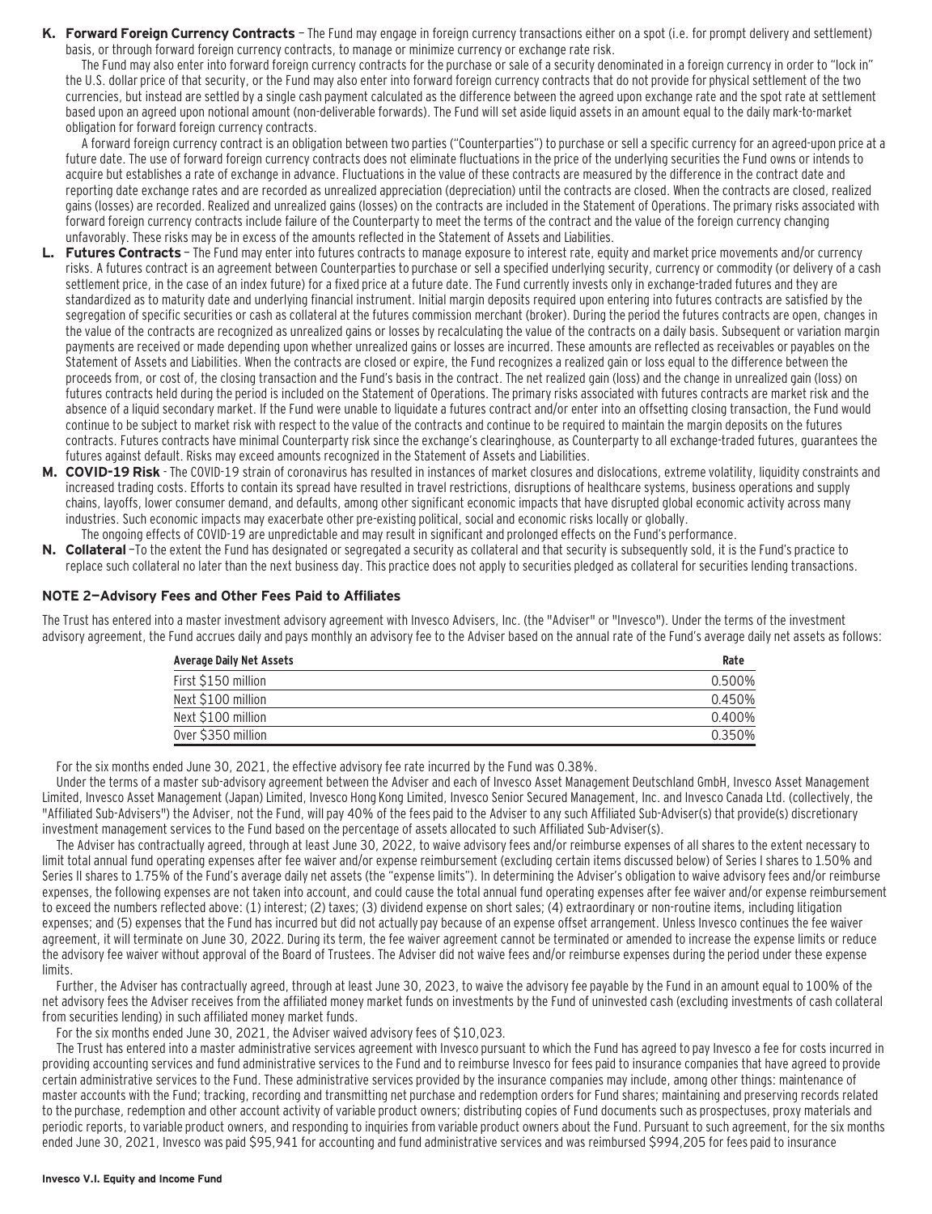**K. Forward Foreign Currency Contracts** – The Fund may engage in foreign currency transactions either on a spot (i.e. for prompt delivery and settlement) basis, or through forward foreign currency contracts, to manage or minimize currency or exchange rate risk.

The Fund may also enter into forward foreign currency contracts for the purchase or sale of a security denominated in a foreign currency in order to "lock in" the U.S. dollar price of that security, or the Fund may also enter into forward foreign currency contracts that do not provide for physical settlement of the two currencies, but instead are settled by a single cash payment calculated as the difference between the agreed upon exchange rate and the spot rate at settlement based upon an agreed upon notional amount (non-deliverable forwards). The Fund will set aside liquid assets in an amount equal to the daily mark-to-market obligation for forward foreign currency contracts.

A forward foreign currency contract is an obligation between two parties ("Counterparties") to purchase or sell a specific currency for an agreed-upon price at a future date. The use of forward foreign currency contracts does not eliminate fluctuations in the price of the underlying securities the Fund owns or intends to acquire but establishes a rate of exchange in advance. Fluctuations in the value of these contracts are measured by the difference in the contract date and reporting date exchange rates and are recorded as unrealized appreciation (depreciation) until the contracts are closed. When the contracts are closed, realized gains (losses) are recorded. Realized and unrealized gains (losses) on the contracts are included in the Statement of Operations. The primary risks associated with forward foreign currency contracts include failure of the Counterparty to meet the terms of the contract and the value of the foreign currency changing unfavorably. These risks may be in excess of the amounts reflected in the Statement of Assets and Liabilities.

**L. Futures Contracts** – The Fund may enter into futures contracts to manage exposure to interest rate, equity and market price movements and/or currency risks. A futures contract is an agreement between Counterparties to purchase or sell a specified underlying security, currency or commodity (or delivery of a cash settlement price, in the case of an index future) for a fixed price at a future date. The Fund currently invests only in exchange-traded futures and they are standardized as to maturity date and underlying financial instrument. Initial margin deposits required upon entering into futures contracts are satisfied by the segregation of specific securities or cash as collateral at the futures commission merchant (broker). During the period the futures contracts are open, changes in the value of the contracts are recognized as unrealized gains or losses by recalculating the value of the contracts on a daily basis. Subsequent or variation margin payments are received or made depending upon whether unrealized gains or losses are incurred. These amounts are reflected as receivables or payables on the Statement of Assets and Liabilities. When the contracts are closed or expire, the Fund recognizes a realized gain or loss equal to the difference between the proceeds from, or cost of, the closing transaction and the Fund's basis in the contract. The net realized gain (loss) and the change in unrealized gain (loss) on futures contracts held during the period is included on the Statement of Operations. The primary risks associated with futures contracts are market risk and the absence of a liquid secondary market. If the Fund were unable to liquidate a futures contract and/or enter into an offsetting closing transaction, the Fund would continue to be subject to market risk with respect to the value of the contracts and continue to be required to maintain the margin deposits on the futures contracts. Futures contracts have minimal Counterparty risk since the exchange's clearinghouse, as Counterparty to all exchange-traded futures, guarantees the futures against default. Risks may exceed amounts recognized in the Statement of Assets and Liabilities.

**M. COVID-19 Risk** - The COVID-19 strain of coronavirus has resulted in instances of market closures and dislocations, extreme volatility, liquidity constraints and increased trading costs. Efforts to contain its spread have resulted in travel restrictions, disruptions of healthcare systems, business operations and supply chains, layoffs, lower consumer demand, and defaults, among other significant economic impacts that have disrupted global economic activity across many industries. Such economic impacts may exacerbate other pre-existing political, social and economic risks locally or globally.

The ongoing effects of COVID-19 are unpredictable and may result in significant and prolonged effects on the Fund's performance.

**N. Collateral** –To the extent the Fund has designated or segregated a security as collateral and that security is subsequently sold, it is the Fund's practice to replace such collateral no later than the next business day. This practice does not apply to securities pledged as collateral for securities lending transactions.

## NOTE 2—Advisory Fees and Other Fees Paid to Affiliates

The Trust has entered into a master investment advisory agreement with Invesco Advisers, Inc. (the "Adviser" or "Invesco"). Under the terms of the investment advisory agreement, the Fund accrues daily and pays monthly an advisory fee to the Adviser based on the annual rate of the Fund's average daily net assets as follows:

| Average Daily Net Assets | Rate |
|---|---|
| First $150 million | 0.500% |
| Next $100 million | 0.450% |
| Next $100 million | 0.400% |
| Over $350 million | 0.350% |

For the six months ended June 30, 2021, the effective advisory fee rate incurred by the Fund was 0.38%.

Under the terms of a master sub-advisory agreement between the Adviser and each of Invesco Asset Management Deutschland GmbH, Invesco Asset Management Limited, Invesco Asset Management (Japan) Limited, Invesco Hong Kong Limited, Invesco Senior Secured Management, Inc. and Invesco Canada Ltd. (collectively, the "Affiliated Sub-Advisers") the Adviser, not the Fund, will pay 40% of the fees paid to the Adviser to any such Affiliated Sub-Adviser(s) that provide(s) discretionary investment management services to the Fund based on the percentage of assets allocated to such Affiliated Sub-Adviser(s).

The Adviser has contractually agreed, through at least June 30, 2022, to waive advisory fees and/or reimburse expenses of all shares to the extent necessary to limit total annual fund operating expenses after fee waiver and/or expense reimbursement (excluding certain items discussed below) of Series I shares to 1.50% and Series II shares to 1.75% of the Fund's average daily net assets (the "expense limits"). In determining the Adviser's obligation to waive advisory fees and/or reimburse expenses, the following expenses are not taken into account, and could cause the total annual fund operating expenses after fee waiver and/or expense reimbursement to exceed the numbers reflected above: (1) interest; (2) taxes; (3) dividend expense on short sales; (4) extraordinary or non-routine items, including litigation expenses; and (5) expenses that the Fund has incurred but did not actually pay because of an expense offset arrangement. Unless Invesco continues the fee waiver agreement, it will terminate on June 30, 2022. During its term, the fee waiver agreement cannot be terminated or amended to increase the expense limits or reduce the advisory fee waiver without approval of the Board of Trustees. The Adviser did not waive fees and/or reimburse expenses during the period under these expense limits.

Further, the Adviser has contractually agreed, through at least June 30, 2023, to waive the advisory fee payable by the Fund in an amount equal to 100% of the net advisory fees the Adviser receives from the affiliated money market funds on investments by the Fund of uninvested cash (excluding investments of cash collateral from securities lending) in such affiliated money market funds.

For the six months ended June 30, 2021, the Adviser waived advisory fees of $10,023.

The Trust has entered into a master administrative services agreement with Invesco pursuant to which the Fund has agreed to pay Invesco a fee for costs incurred in providing accounting services and fund administrative services to the Fund and to reimburse Invesco for fees paid to insurance companies that have agreed to provide certain administrative services to the Fund. These administrative services provided by the insurance companies may include, among other things: maintenance of master accounts with the Fund; tracking, recording and transmitting net purchase and redemption orders for Fund shares; maintaining and preserving records related to the purchase, redemption and other account activity of variable product owners; distributing copies of Fund documents such as prospectuses, proxy materials and periodic reports, to variable product owners, and responding to inquiries from variable product owners about the Fund. Pursuant to such agreement, for the six months ended June 30, 2021, Invesco was paid $95,941 for accounting and fund administrative services and was reimbursed $994,205 for fees paid to insurance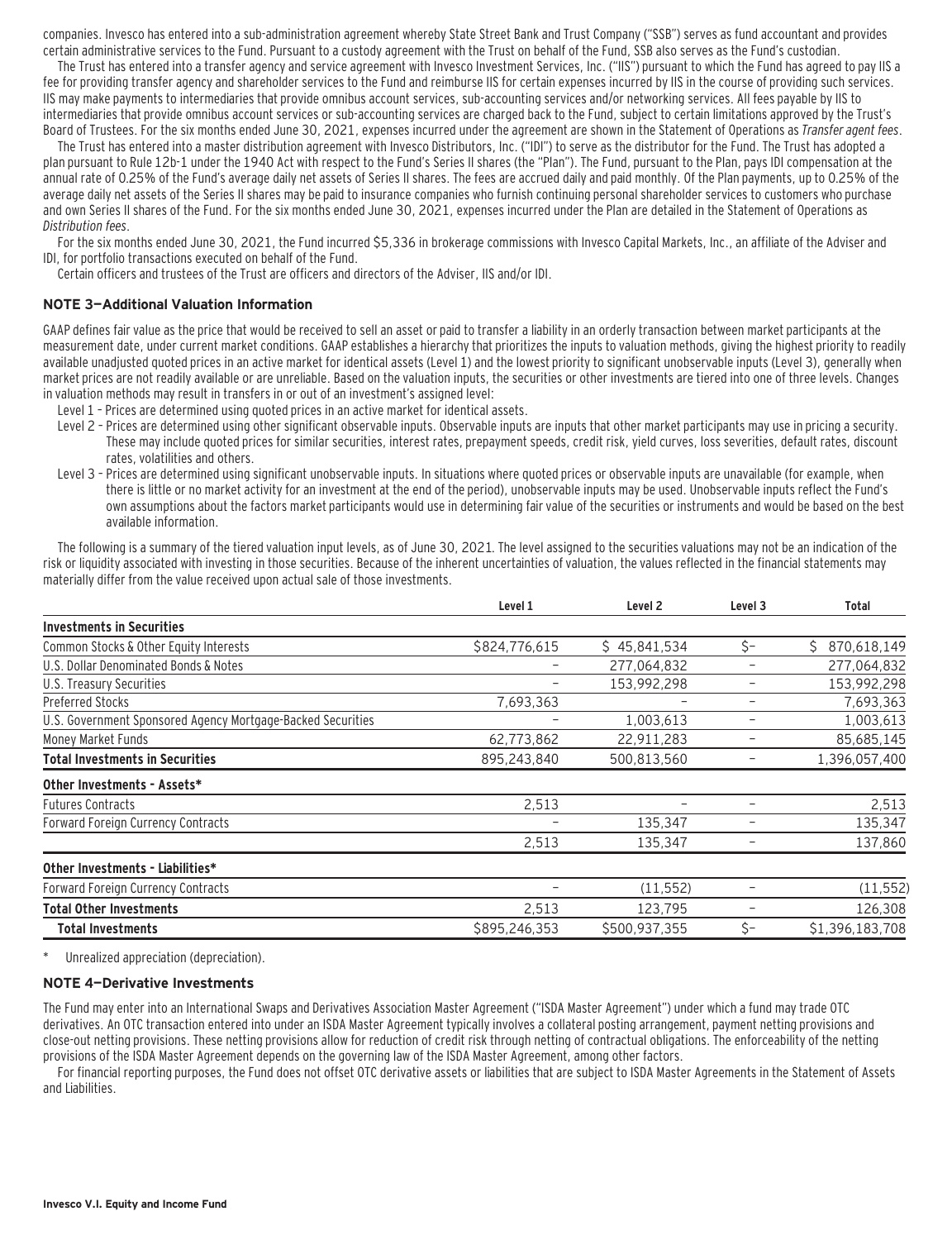companies. Invesco has entered into a sub-administration agreement whereby State Street Bank and Trust Company ("SSB") serves as fund accountant and provides certain administrative services to the Fund. Pursuant to a custody agreement with the Trust on behalf of the Fund, SSB also serves as the Fund's custodian.

The Trust has entered into a transfer agency and service agreement with Invesco Investment Services, Inc. ("IIS") pursuant to which the Fund has agreed to pay IIS a fee for providing transfer agency and shareholder services to the Fund and reimburse IIS for certain expenses incurred by IIS in the course of providing such services. IIS may make payments to intermediaries that provide omnibus account services, sub-accounting services and/or networking services. All fees payable by IIS to intermediaries that provide omnibus account services or sub-accounting services are charged back to the Fund, subject to certain limitations approved by the Trust's Board of Trustees. For the six months ended June 30, 2021, expenses incurred under the agreement are shown in the Statement of Operations as *Transfer agent fees*.

The Trust has entered into a master distribution agreement with Invesco Distributors, Inc. ("IDI") to serve as the distributor for the Fund. The Trust has adopted a plan pursuant to Rule 12b-1 under the 1940 Act with respect to the Fund's Series II shares (the "Plan"). The Fund, pursuant to the Plan, pays IDI compensation at the annual rate of 0.25% of the Fund's average daily net assets of Series II shares. The fees are accrued daily and paid monthly. Of the Plan payments, up to 0.25% of the average daily net assets of the Series II shares may be paid to insurance companies who furnish continuing personal shareholder services to customers who purchase and own Series II shares of the Fund. For the six months ended June 30, 2021, expenses incurred under the Plan are detailed in the Statement of Operations as *Distribution fees*.

For the six months ended June 30, 2021, the Fund incurred $5,336 in brokerage commissions with Invesco Capital Markets, Inc., an affiliate of the Adviser and IDI, for portfolio transactions executed on behalf of the Fund.

Certain officers and trustees of the Trust are officers and directors of the Adviser, IIS and/or IDI.

## NOTE 3—Additional Valuation Information

GAAP defines fair value as the price that would be received to sell an asset or paid to transfer a liability in an orderly transaction between market participants at the measurement date, under current market conditions. GAAP establishes a hierarchy that prioritizes the inputs to valuation methods, giving the highest priority to readily available unadjusted quoted prices in an active market for identical assets (Level 1) and the lowest priority to significant unobservable inputs (Level 3), generally when market prices are not readily available or are unreliable. Based on the valuation inputs, the securities or other investments are tiered into one of three levels. Changes in valuation methods may result in transfers in or out of an investment's assigned level:

- Level 1 – Prices are determined using quoted prices in an active market for identical assets.
- Level 2 – Prices are determined using other significant observable inputs. Observable inputs are inputs that other market participants may use in pricing a security. These may include quoted prices for similar securities, interest rates, prepayment speeds, credit risk, yield curves, loss severities, default rates, discount rates, volatilities and others.
- Level 3 – Prices are determined using significant unobservable inputs. In situations where quoted prices or observable inputs are unavailable (for example, when there is little or no market activity for an investment at the end of the period), unobservable inputs may be used. Unobservable inputs reflect the Fund's own assumptions about the factors market participants would use in determining fair value of the securities or instruments and would be based on the best available information.

The following is a summary of the tiered valuation input levels, as of June 30, 2021. The level assigned to the securities valuations may not be an indication of the risk or liquidity associated with investing in those securities. Because of the inherent uncertainties of valuation, the values reflected in the financial statements may materially differ from the value received upon actual sale of those investments.

| | Level 1 | Level 2 | Level 3 | Total |
|---|---|---|---|---|
| **Investments in Securities** | | | | |
| Common Stocks & Other Equity Interests | $824,776,615 | $ 45,841,534 | $– | $ 870,618,149 |
| U.S. Dollar Denominated Bonds & Notes | – | 277,064,832 | – | 277,064,832 |
| U.S. Treasury Securities | – | 153,992,298 | – | 153,992,298 |
| Preferred Stocks | 7,693,363 | – | – | 7,693,363 |
| U.S. Government Sponsored Agency Mortgage-Backed Securities | – | 1,003,613 | – | 1,003,613 |
| Money Market Funds | 62,773,862 | 22,911,283 | – | 85,685,145 |
| **Total Investments in Securities** | 895,243,840 | 500,813,560 | – | 1,396,057,400 |
| **Other Investments - Assets*** | | | | |
| Futures Contracts | 2,513 | – | – | 2,513 |
| Forward Foreign Currency Contracts | – | 135,347 | – | 135,347 |
| | 2,513 | 135,347 | – | 137,860 |
| **Other Investments - Liabilities*** | | | | |
| Forward Foreign Currency Contracts | – | (11,552) | – | (11,552) |
| **Total Other Investments** | 2,513 | 123,795 | – | 126,308 |
| **Total Investments** | $895,246,353 | $500,937,355 | $– | $1,396,183,708 |

\* Unrealized appreciation (depreciation).

## NOTE 4—Derivative Investments

The Fund may enter into an International Swaps and Derivatives Association Master Agreement ("ISDA Master Agreement") under which a fund may trade OTC derivatives. An OTC transaction entered into under an ISDA Master Agreement typically involves a collateral posting arrangement, payment netting provisions and close-out netting provisions. These netting provisions allow for reduction of credit risk through netting of contractual obligations. The enforceability of the netting provisions of the ISDA Master Agreement depends on the governing law of the ISDA Master Agreement, among other factors.

For financial reporting purposes, the Fund does not offset OTC derivative assets or liabilities that are subject to ISDA Master Agreements in the Statement of Assets and Liabilities.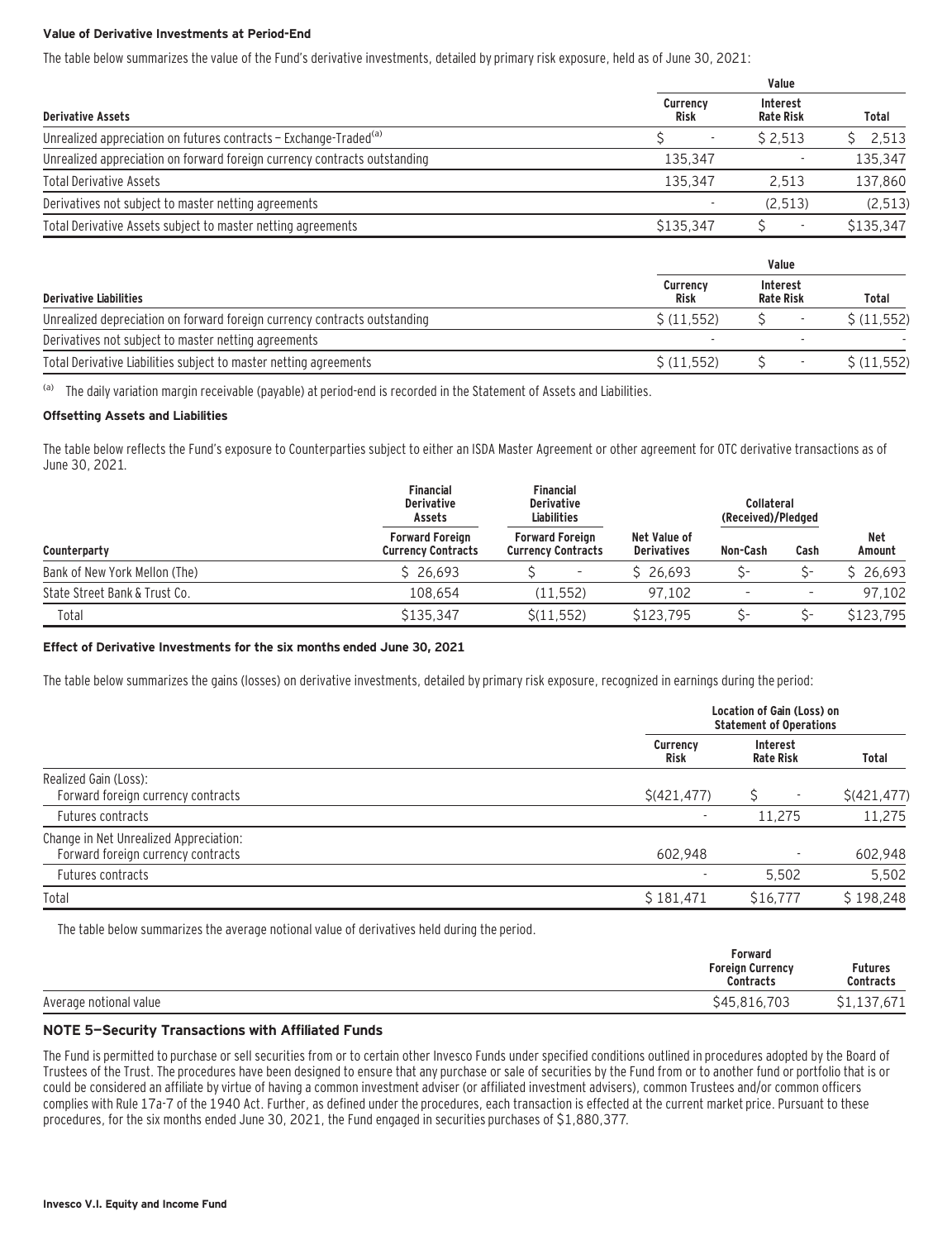**Value of Derivative Investments at Period-End**

The table below summarizes the value of the Fund's derivative investments, detailed by primary risk exposure, held as of June 30, 2021:

| | Value | | |
|---|---|---|---|
| **Derivative Assets** | **Currency Risk** | **Interest Rate Risk** | **Total** |
| Unrealized appreciation on futures contracts – Exchange-Traded[(a)] | $ - | $ 2,513 | $ 2,513 |
| Unrealized appreciation on forward foreign currency contracts outstanding | 135,347 | - | 135,347 |
| Total Derivative Assets | 135,347 | 2,513 | 137,860 |
| Derivatives not subject to master netting agreements | - | (2,513) | (2,513) |
| Total Derivative Assets subject to master netting agreements | $135,347 | $ - | $135,347 |

| | Value | | |
|---|---|---|---|
| **Derivative Liabilities** | **Currency Risk** | **Interest Rate Risk** | **Total** |
| Unrealized depreciation on forward foreign currency contracts outstanding | $ (11,552) | $ - | $ (11,552) |
| Derivatives not subject to master netting agreements | - | - | - |
| Total Derivative Liabilities subject to master netting agreements | $ (11,552) | $ - | $ (11,552) |

(a) The daily variation margin receivable (payable) at period-end is recorded in the Statement of Assets and Liabilities.

**Offsetting Assets and Liabilities**

The table below reflects the Fund's exposure to Counterparties subject to either an ISDA Master Agreement or other agreement for OTC derivative transactions as of June 30, 2021.

| | Financial Derivative Assets | Financial Derivative Liabilities | | Collateral (Received)/Pledged | | |
|---|---|---|---|---|---|---|
| **Counterparty** | **Forward Foreign Currency Contracts** | **Forward Foreign Currency Contracts** | **Net Value of Derivatives** | **Non-Cash** | **Cash** | **Net Amount** |
| Bank of New York Mellon (The) | $ 26,693 | $ - | $ 26,693 | $- | $- | $ 26,693 |
| State Street Bank & Trust Co. | 108,654 | (11,552) | 97,102 | - | - | 97,102 |
| Total | $135,347 | $(11,552) | $123,795 | $- | $- | $123,795 |

**Effect of Derivative Investments for the six months ended June 30, 2021**

The table below summarizes the gains (losses) on derivative investments, detailed by primary risk exposure, recognized in earnings during the period:

| | Location of Gain (Loss) on Statement of Operations | | |
|---|---|---|---|
| | **Currency Risk** | **Interest Rate Risk** | **Total** |
| Realized Gain (Loss): | | | |
| Forward foreign currency contracts | $(421,477) | $ - | $(421,477) |
| Futures contracts | - | 11,275 | 11,275 |
| Change in Net Unrealized Appreciation: | | | |
| Forward foreign currency contracts | 602,948 | - | 602,948 |
| Futures contracts | - | 5,502 | 5,502 |
| Total | $ 181,471 | $16,777 | $ 198,248 |

The table below summarizes the average notional value of derivatives held during the period.

| | Forward Foreign Currency Contracts | Futures Contracts |
|---|---|---|
| Average notional value | $45,816,703 | $1,137,671 |

## NOTE 5—Security Transactions with Affiliated Funds

The Fund is permitted to purchase or sell securities from or to certain other Invesco Funds under specified conditions outlined in procedures adopted by the Board of Trustees of the Trust. The procedures have been designed to ensure that any purchase or sale of securities by the Fund from or to another fund or portfolio that is or could be considered an affiliate by virtue of having a common investment adviser (or affiliated investment advisers), common Trustees and/or common officers complies with Rule 17a-7 of the 1940 Act. Further, as defined under the procedures, each transaction is effected at the current market price. Pursuant to these procedures, for the six months ended June 30, 2021, the Fund engaged in securities purchases of $1,880,377.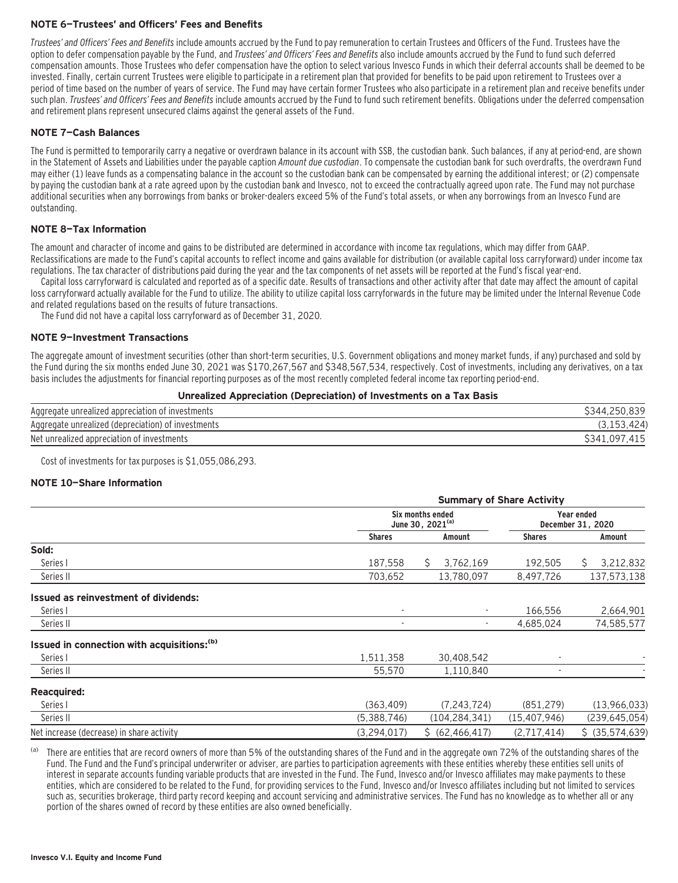### NOTE 6—Trustees' and Officers' Fees and Benefits

*Trustees' and Officers' Fees and Benefits* include amounts accrued by the Fund to pay remuneration to certain Trustees and Officers of the Fund. Trustees have the option to defer compensation payable by the Fund, and *Trustees' and Officers' Fees and Benefits* also include amounts accrued by the Fund to fund such deferred compensation amounts. Those Trustees who defer compensation have the option to select various Invesco Funds in which their deferral accounts shall be deemed to be invested. Finally, certain current Trustees were eligible to participate in a retirement plan that provided for benefits to be paid upon retirement to Trustees over a period of time based on the number of years of service. The Fund may have certain former Trustees who also participate in a retirement plan and receive benefits under such plan. *Trustees' and Officers' Fees and Benefits* include amounts accrued by the Fund to fund such retirement benefits. Obligations under the deferred compensation and retirement plans represent unsecured claims against the general assets of the Fund.

### NOTE 7—Cash Balances

The Fund is permitted to temporarily carry a negative or overdrawn balance in its account with SSB, the custodian bank. Such balances, if any at period-end, are shown in the Statement of Assets and Liabilities under the payable caption *Amount due custodian*. To compensate the custodian bank for such overdrafts, the overdrawn Fund may either (1) leave funds as a compensating balance in the account so the custodian bank can be compensated by earning the additional interest; or (2) compensate by paying the custodian bank at a rate agreed upon by the custodian bank and Invesco, not to exceed the contractually agreed upon rate. The Fund may not purchase additional securities when any borrowings from banks or broker-dealers exceed 5% of the Fund's total assets, or when any borrowings from an Invesco Fund are outstanding.

### NOTE 8—Tax Information

The amount and character of income and gains to be distributed are determined in accordance with income tax regulations, which may differ from GAAP. Reclassifications are made to the Fund's capital accounts to reflect income and gains available for distribution (or available capital loss carryforward) under income tax regulations. The tax character of distributions paid during the year and the tax components of net assets will be reported at the Fund's fiscal year-end.

Capital loss carryforward is calculated and reported as of a specific date. Results of transactions and other activity after that date may affect the amount of capital loss carryforward actually available for the Fund to utilize. The ability to utilize capital loss carryforwards in the future may be limited under the Internal Revenue Code and related regulations based on the results of future transactions.

The Fund did not have a capital loss carryforward as of December 31, 2020.

### NOTE 9—Investment Transactions

The aggregate amount of investment securities (other than short-term securities, U.S. Government obligations and money market funds, if any) purchased and sold by the Fund during the six months ended June 30, 2021 was $170,267,567 and $348,567,534, respectively. Cost of investments, including any derivatives, on a tax basis includes the adjustments for financial reporting purposes as of the most recently completed federal income tax reporting period-end.

**Unrealized Appreciation (Depreciation) of Investments on a Tax Basis**

| | |
|---|---|
| Aggregate unrealized appreciation of investments | $344,250,839 |
| Aggregate unrealized (depreciation) of investments | (3,153,424) |
| Net unrealized appreciation of investments | $341,097,415 |

Cost of investments for tax purposes is $1,055,086,293.

### NOTE 10—Share Information

| | Summary of Share Activity | | | |
|---|---|---|---|---|
| | Six months ended June 30, 2021[(a)] | | Year ended December 31, 2020 | |
| | Shares | Amount | Shares | Amount |
| **Sold:** | | | | |
| Series I | 187,558 | $ 3,762,169 | 192,505 | $ 3,212,832 |
| Series II | 703,652 | 13,780,097 | 8,497,726 | 137,573,138 |
| **Issued as reinvestment of dividends:** | | | | |
| Series I | - | - | 166,556 | 2,664,901 |
| Series II | - | - | 4,685,024 | 74,585,577 |
| **Issued in connection with acquisitions:[(b)]** | | | | |
| Series I | 1,511,358 | 30,408,542 | - | - |
| Series II | 55,570 | 1,110,840 | - | - |
| **Reacquired:** | | | | |
| Series I | (363,409) | (7,243,724) | (851,279) | (13,966,033) |
| Series II | (5,388,746) | (104,284,341) | (15,407,946) | (239,645,054) |
| Net increase (decrease) in share activity | (3,294,017) | $ (62,466,417) | (2,717,414) | $ (35,574,639) |

(a) There are entities that are record owners of more than 5% of the outstanding shares of the Fund and in the aggregate own 72% of the outstanding shares of the Fund. The Fund and the Fund's principal underwriter or adviser, are parties to participation agreements with these entities whereby these entities sell units of interest in separate accounts funding variable products that are invested in the Fund. The Fund, Invesco and/or Invesco affiliates may make payments to these entities, which are considered to be related to the Fund, for providing services to the Fund, Invesco and/or Invesco affiliates including but not limited to services such as, securities brokerage, third party record keeping and account servicing and administrative services. The Fund has no knowledge as to whether all or any portion of the shares owned of record by these entities are also owned beneficially.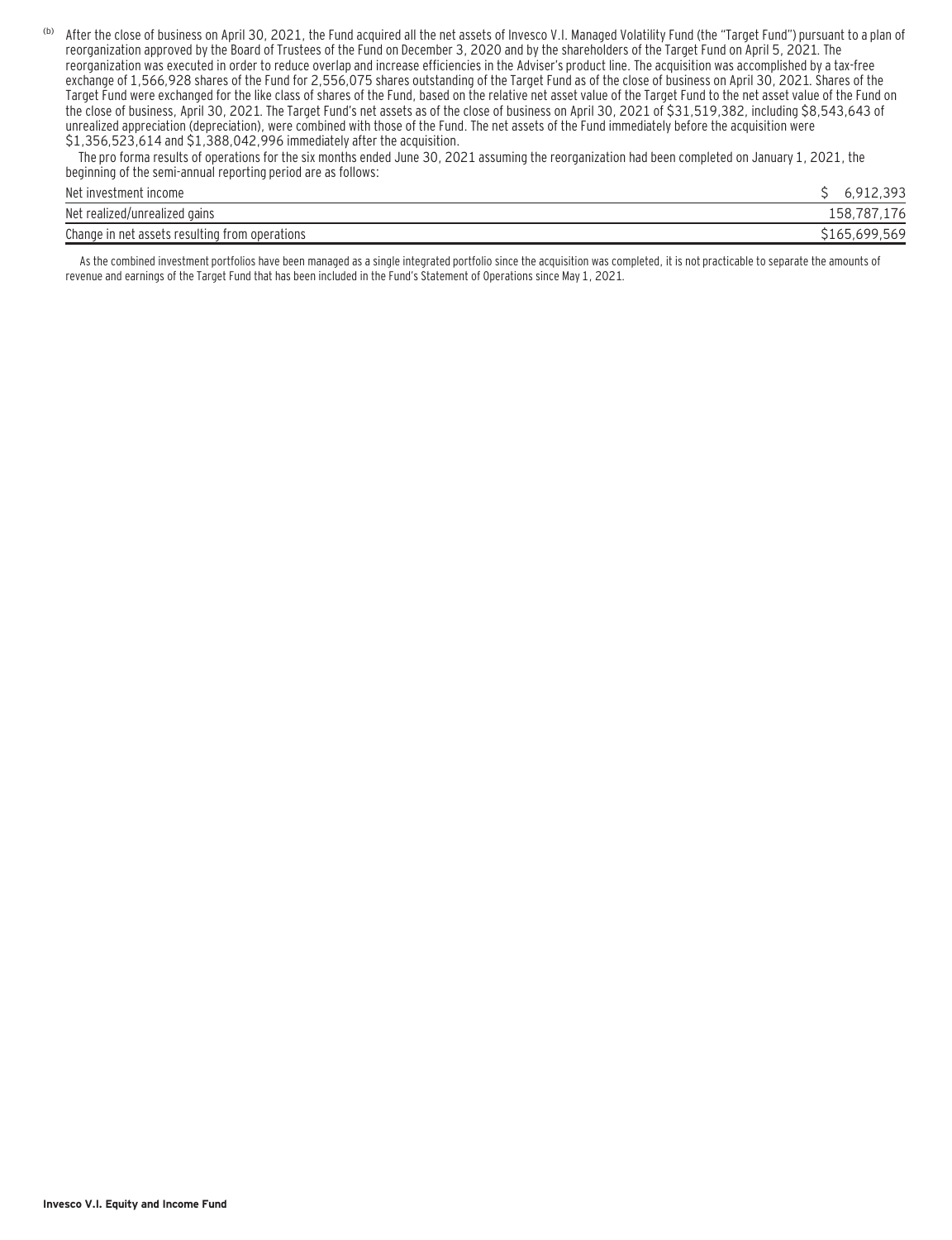[(b)] After the close of business on April 30, 2021, the Fund acquired all the net assets of Invesco V.I. Managed Volatility Fund (the "Target Fund") pursuant to a plan of reorganization approved by the Board of Trustees of the Fund on December 3, 2020 and by the shareholders of the Target Fund on April 5, 2021. The reorganization was executed in order to reduce overlap and increase efficiencies in the Adviser's product line. The acquisition was accomplished by a tax-free exchange of 1,566,928 shares of the Fund for 2,556,075 shares outstanding of the Target Fund as of the close of business on April 30, 2021. Shares of the Target Fund were exchanged for the like class of shares of the Fund, based on the relative net asset value of the Target Fund to the net asset value of the Fund on the close of business, April 30, 2021. The Target Fund's net assets as of the close of business on April 30, 2021 of $31,519,382, including $8,543,643 of unrealized appreciation (depreciation), were combined with those of the Fund. The net assets of the Fund immediately before the acquisition were $1,356,523,614 and $1,388,042,996 immediately after the acquisition.

The pro forma results of operations for the six months ended June 30, 2021 assuming the reorganization had been completed on January 1, 2021, the beginning of the semi-annual reporting period are as follows:

| | |
|---|---|
| Net investment income | $ 6,912,393 |
| Net realized/unrealized gains | 158,787,176 |
| Change in net assets resulting from operations | $165,699,569 |

As the combined investment portfolios have been managed as a single integrated portfolio since the acquisition was completed, it is not practicable to separate the amounts of revenue and earnings of the Target Fund that has been included in the Fund's Statement of Operations since May 1, 2021.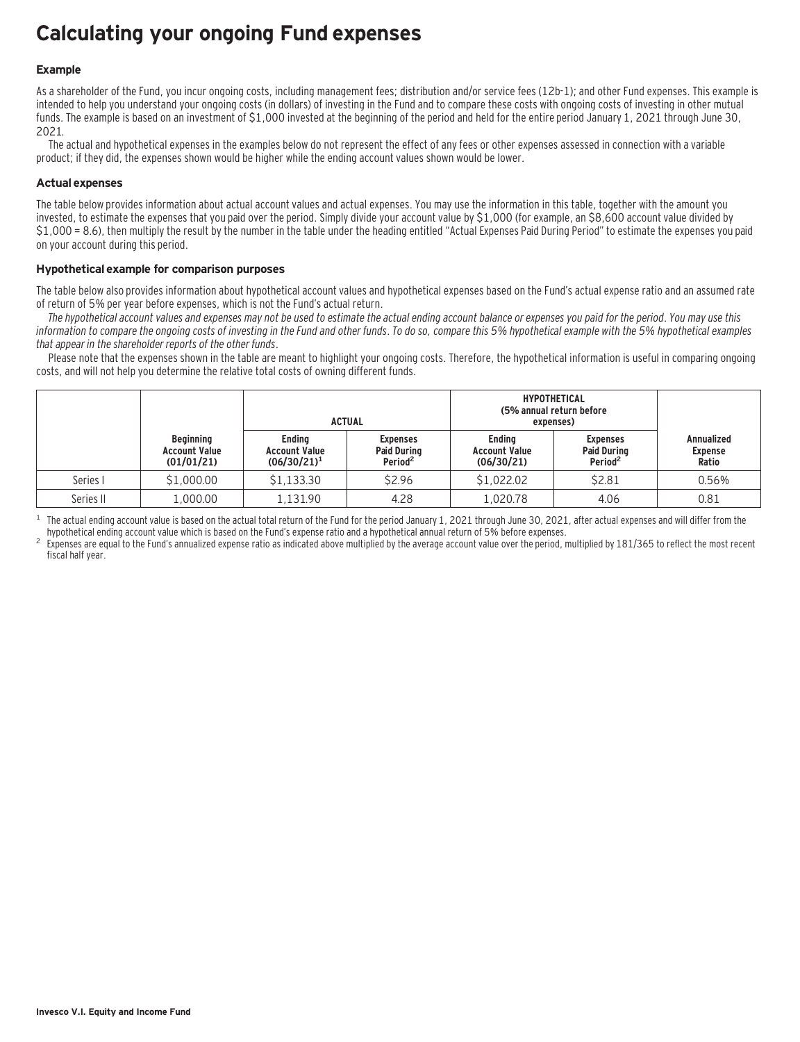# Calculating your ongoing Fund expenses

### Example

As a shareholder of the Fund, you incur ongoing costs, including management fees; distribution and/or service fees (12b-1); and other Fund expenses. This example is intended to help you understand your ongoing costs (in dollars) of investing in the Fund and to compare these costs with ongoing costs of investing in other mutual funds. The example is based on an investment of $1,000 invested at the beginning of the period and held for the entire period January 1, 2021 through June 30, 2021.

The actual and hypothetical expenses in the examples below do not represent the effect of any fees or other expenses assessed in connection with a variable product; if they did, the expenses shown would be higher while the ending account values shown would be lower.

### Actual expenses

The table below provides information about actual account values and actual expenses. You may use the information in this table, together with the amount you invested, to estimate the expenses that you paid over the period. Simply divide your account value by $1,000 (for example, an $8,600 account value divided by $1,000 = 8.6), then multiply the result by the number in the table under the heading entitled "Actual Expenses Paid During Period" to estimate the expenses you paid on your account during this period.

### Hypothetical example for comparison purposes

The table below also provides information about hypothetical account values and hypothetical expenses based on the Fund's actual expense ratio and an assumed rate of return of 5% per year before expenses, which is not the Fund's actual return.

*The hypothetical account values and expenses may not be used to estimate the actual ending account balance or expenses you paid for the period. You may use this information to compare the ongoing costs of investing in the Fund and other funds. To do so, compare this 5% hypothetical example with the 5% hypothetical examples that appear in the shareholder reports of the other funds.*

Please note that the expenses shown in the table are meant to highlight your ongoing costs. Therefore, the hypothetical information is useful in comparing ongoing costs, and will not help you determine the relative total costs of owning different funds.

| | | ACTUAL | | HYPOTHETICAL (5% annual return before expenses) | | |
|---|---|---|---|---|---|---|
| | Beginning Account Value (01/01/21) | Ending Account Value (06/30/21)[1] | Expenses Paid During Period[2] | Ending Account Value (06/30/21) | Expenses Paid During Period[2] | Annualized Expense Ratio |
| Series I | $1,000.00 | $1,133.30 | $2.96 | $1,022.02 | $2.81 | 0.56% |
| Series II | 1,000.00 | 1,131.90 | 4.28 | 1,020.78 | 4.06 | 0.81 |

[1] The actual ending account value is based on the actual total return of the Fund for the period January 1, 2021 through June 30, 2021, after actual expenses and will differ from the hypothetical ending account value which is based on the Fund's expense ratio and a hypothetical annual return of 5% before expenses.

[2] Expenses are equal to the Fund's annualized expense ratio as indicated above multiplied by the average account value over the period, multiplied by 181/365 to reflect the most recent fiscal half year.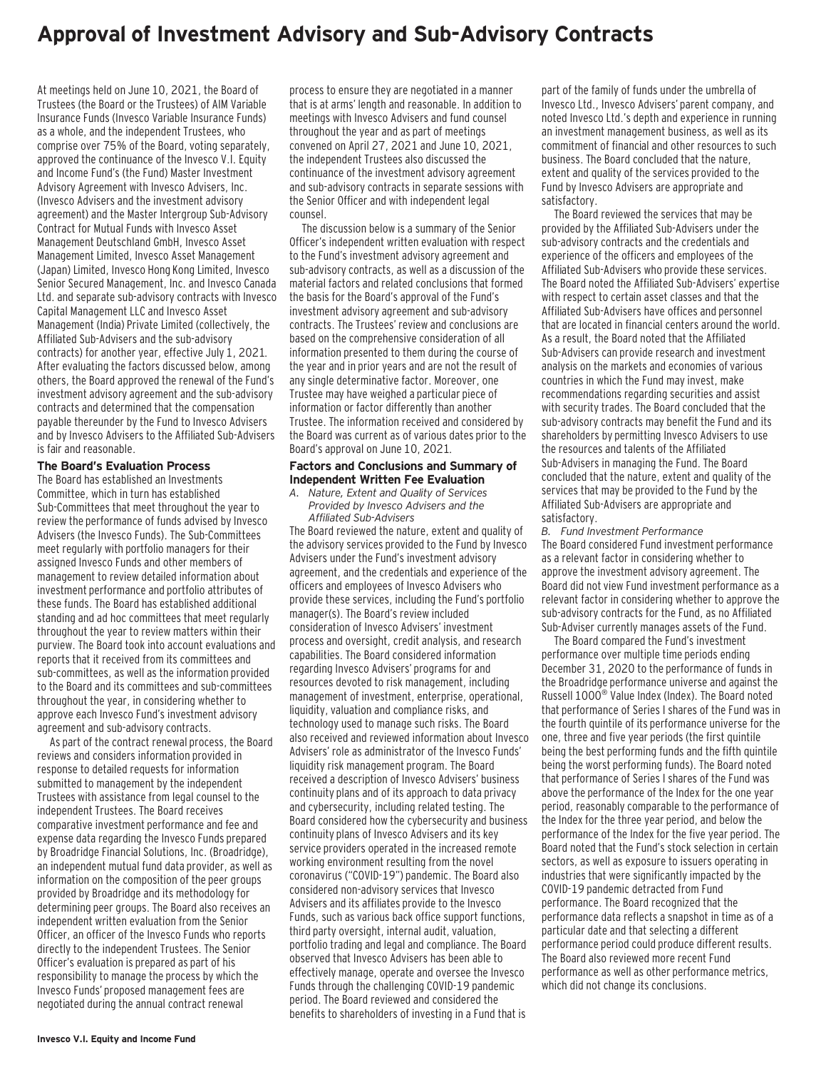# Approval of Investment Advisory and Sub-Advisory Contracts

At meetings held on June 10, 2021, the Board of Trustees (the Board or the Trustees) of AIM Variable Insurance Funds (Invesco Variable Insurance Funds) as a whole, and the independent Trustees, who comprise over 75% of the Board, voting separately, approved the continuance of the Invesco V.I. Equity and Income Fund's (the Fund) Master Investment Advisory Agreement with Invesco Advisers, Inc. (Invesco Advisers and the investment advisory agreement) and the Master Intergroup Sub-Advisory Contract for Mutual Funds with Invesco Asset Management Deutschland GmbH, Invesco Asset Management Limited, Invesco Asset Management (Japan) Limited, Invesco Hong Kong Limited, Invesco Senior Secured Management, Inc. and Invesco Canada Ltd. and separate sub-advisory contracts with Invesco Capital Management LLC and Invesco Asset Management (India) Private Limited (collectively, the Affiliated Sub-Advisers and the sub-advisory contracts) for another year, effective July 1, 2021. After evaluating the factors discussed below, among others, the Board approved the renewal of the Fund's investment advisory agreement and the sub-advisory contracts and determined that the compensation payable thereunder by the Fund to Invesco Advisers and by Invesco Advisers to the Affiliated Sub-Advisers is fair and reasonable.

**The Board's Evaluation Process**

The Board has established an Investments Committee, which in turn has established Sub-Committees that meet throughout the year to review the performance of funds advised by Invesco Advisers (the Invesco Funds). The Sub-Committees meet regularly with portfolio managers for their assigned Invesco Funds and other members of management to review detailed information about investment performance and portfolio attributes of these funds. The Board has established additional standing and ad hoc committees that meet regularly throughout the year to review matters within their purview. The Board took into account evaluations and reports that it received from its committees and sub-committees, as well as the information provided to the Board and its committees and sub-committees throughout the year, in considering whether to approve each Invesco Fund's investment advisory agreement and sub-advisory contracts.

As part of the contract renewal process, the Board reviews and considers information provided in response to detailed requests for information submitted to management by the independent Trustees with assistance from legal counsel to the independent Trustees. The Board receives comparative investment performance and fee and expense data regarding the Invesco Funds prepared by Broadridge Financial Solutions, Inc. (Broadridge), an independent mutual fund data provider, as well as information on the composition of the peer groups provided by Broadridge and its methodology for determining peer groups. The Board also receives an independent written evaluation from the Senior Officer, an officer of the Invesco Funds who reports directly to the independent Trustees. The Senior Officer's evaluation is prepared as part of his responsibility to manage the process by which the Invesco Funds' proposed management fees are negotiated during the annual contract renewal process to ensure they are negotiated in a manner that is at arms' length and reasonable. In addition to meetings with Invesco Advisers and fund counsel throughout the year and as part of meetings convened on April 27, 2021 and June 10, 2021, the independent Trustees also discussed the continuance of the investment advisory agreement and sub-advisory contracts in separate sessions with the Senior Officer and with independent legal counsel.

The discussion below is a summary of the Senior Officer's independent written evaluation with respect to the Fund's investment advisory agreement and sub-advisory contracts, as well as a discussion of the material factors and related conclusions that formed the basis for the Board's approval of the Fund's investment advisory agreement and sub-advisory contracts. The Trustees' review and conclusions are based on the comprehensive consideration of all information presented to them during the course of the year and in prior years and are not the result of any single determinative factor. Moreover, one Trustee may have weighed a particular piece of information or factor differently than another Trustee. The information received and considered by the Board was current as of various dates prior to the Board's approval on June 10, 2021.

**Factors and Conclusions and Summary of Independent Written Fee Evaluation**

*A. Nature, Extent and Quality of Services Provided by Invesco Advisers and the Affiliated Sub-Advisers*

The Board reviewed the nature, extent and quality of the advisory services provided to the Fund by Invesco Advisers under the Fund's investment advisory agreement, and the credentials and experience of the officers and employees of Invesco Advisers who provide these services, including the Fund's portfolio manager(s). The Board's review included consideration of Invesco Advisers' investment process and oversight, credit analysis, and research capabilities. The Board considered information regarding Invesco Advisers' programs for and resources devoted to risk management, including management of investment, enterprise, operational, liquidity, valuation and compliance risks, and technology used to manage such risks. The Board also received and reviewed information about Invesco Advisers' role as administrator of the Invesco Funds' liquidity risk management program. The Board received a description of Invesco Advisers' business continuity plans and of its approach to data privacy and cybersecurity, including related testing. The Board considered how the cybersecurity and business continuity plans of Invesco Advisers and its key service providers operated in the increased remote working environment resulting from the novel coronavirus ("COVID-19") pandemic. The Board also considered non-advisory services that Invesco Advisers and its affiliates provide to the Invesco Funds, such as various back office support functions, third party oversight, internal audit, valuation, portfolio trading and legal and compliance. The Board observed that Invesco Advisers has been able to effectively manage, operate and oversee the Invesco Funds through the challenging COVID-19 pandemic period. The Board reviewed and considered the benefits to shareholders of investing in a Fund that is part of the family of funds under the umbrella of Invesco Ltd., Invesco Advisers' parent company, and noted Invesco Ltd.'s depth and experience in running an investment management business, as well as its commitment of financial and other resources to such business. The Board concluded that the nature, extent and quality of the services provided to the Fund by Invesco Advisers are appropriate and satisfactory.

The Board reviewed the services that may be provided by the Affiliated Sub-Advisers under the sub-advisory contracts and the credentials and experience of the officers and employees of the Affiliated Sub-Advisers who provide these services. The Board noted the Affiliated Sub-Advisers' expertise with respect to certain asset classes and that the Affiliated Sub-Advisers have offices and personnel that are located in financial centers around the world. As a result, the Board noted that the Affiliated Sub-Advisers can provide research and investment analysis on the markets and economies of various countries in which the Fund may invest, make recommendations regarding securities and assist with security trades. The Board concluded that the sub-advisory contracts may benefit the Fund and its shareholders by permitting Invesco Advisers to use the resources and talents of the Affiliated Sub-Advisers in managing the Fund. The Board concluded that the nature, extent and quality of the services that may be provided to the Fund by the Affiliated Sub-Advisers are appropriate and satisfactory.

*B. Fund Investment Performance*

The Board considered Fund investment performance as a relevant factor in considering whether to approve the investment advisory agreement. The Board did not view Fund investment performance as a relevant factor in considering whether to approve the sub-advisory contracts for the Fund, as no Affiliated Sub-Adviser currently manages assets of the Fund.

The Board compared the Fund's investment performance over multiple time periods ending December 31, 2020 to the performance of funds in the Broadridge performance universe and against the Russell 1000® Value Index (Index). The Board noted that performance of Series I shares of the Fund was in the fourth quintile of its performance universe for the one, three and five year periods (the first quintile being the best performing funds and the fifth quintile being the worst performing funds). The Board noted that performance of Series I shares of the Fund was above the performance of the Index for the one year period, reasonably comparable to the performance of the Index for the three year period, and below the performance of the Index for the five year period. The Board noted that the Fund's stock selection in certain sectors, as well as exposure to issuers operating in industries that were significantly impacted by the COVID-19 pandemic detracted from Fund performance. The Board recognized that the performance data reflects a snapshot in time as of a particular date and that selecting a different performance period could produce different results. The Board also reviewed more recent Fund performance as well as other performance metrics, which did not change its conclusions.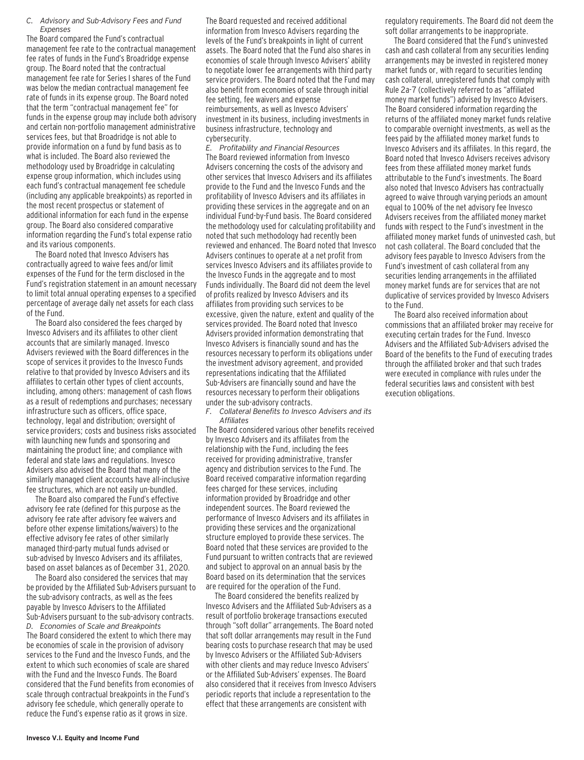*C. Advisory and Sub-Advisory Fees and Fund Expenses*

The Board compared the Fund's contractual management fee rate to the contractual management fee rates of funds in the Fund's Broadridge expense group. The Board noted that the contractual management fee rate for Series I shares of the Fund was below the median contractual management fee rate of funds in its expense group. The Board noted that the term "contractual management fee" for funds in the expense group may include both advisory and certain non-portfolio management administrative services fees, but that Broadridge is not able to provide information on a fund by fund basis as to what is included. The Board also reviewed the methodology used by Broadridge in calculating expense group information, which includes using each fund's contractual management fee schedule (including any applicable breakpoints) as reported in the most recent prospectus or statement of additional information for each fund in the expense group. The Board also considered comparative information regarding the Fund's total expense ratio and its various components.

The Board noted that Invesco Advisers has contractually agreed to waive fees and/or limit expenses of the Fund for the term disclosed in the Fund's registration statement in an amount necessary to limit total annual operating expenses to a specified percentage of average daily net assets for each class of the Fund.

The Board also considered the fees charged by Invesco Advisers and its affiliates to other client accounts that are similarly managed. Invesco Advisers reviewed with the Board differences in the scope of services it provides to the Invesco Funds relative to that provided by Invesco Advisers and its affiliates to certain other types of client accounts, including, among others: management of cash flows as a result of redemptions and purchases; necessary infrastructure such as officers, office space, technology, legal and distribution; oversight of service providers; costs and business risks associated with launching new funds and sponsoring and maintaining the product line; and compliance with federal and state laws and regulations. Invesco Advisers also advised the Board that many of the similarly managed client accounts have all-inclusive fee structures, which are not easily un-bundled.

The Board also compared the Fund's effective advisory fee rate (defined for this purpose as the advisory fee rate after advisory fee waivers and before other expense limitations/waivers) to the effective advisory fee rates of other similarly managed third-party mutual funds advised or sub-advised by Invesco Advisers and its affiliates, based on asset balances as of December 31, 2020.

The Board also considered the services that may be provided by the Affiliated Sub-Advisers pursuant to the sub-advisory contracts, as well as the fees payable by Invesco Advisers to the Affiliated Sub-Advisers pursuant to the sub-advisory contracts.

*D. Economies of Scale and Breakpoints*

The Board considered the extent to which there may be economies of scale in the provision of advisory services to the Fund and the Invesco Funds, and the extent to which such economies of scale are shared with the Fund and the Invesco Funds. The Board considered that the Fund benefits from economies of scale through contractual breakpoints in the Fund's advisory fee schedule, which generally operate to reduce the Fund's expense ratio as it grows in size. The Board requested and received additional information from Invesco Advisers regarding the levels of the Fund's breakpoints in light of current assets. The Board noted that the Fund also shares in economies of scale through Invesco Advisers' ability to negotiate lower fee arrangements with third party service providers. The Board noted that the Fund may also benefit from economies of scale through initial fee setting, fee waivers and expense reimbursements, as well as Invesco Advisers' investment in its business, including investments in business infrastructure, technology and cybersecurity.

*E. Profitability and Financial Resources*

The Board reviewed information from Invesco Advisers concerning the costs of the advisory and other services that Invesco Advisers and its affiliates provide to the Fund and the Invesco Funds and the profitability of Invesco Advisers and its affiliates in providing these services in the aggregate and on an individual Fund-by-Fund basis. The Board considered the methodology used for calculating profitability and noted that such methodology had recently been reviewed and enhanced. The Board noted that Invesco Advisers continues to operate at a net profit from services Invesco Advisers and its affiliates provide to the Invesco Funds in the aggregate and to most Funds individually. The Board did not deem the level of profits realized by Invesco Advisers and its affiliates from providing such services to be excessive, given the nature, extent and quality of the services provided. The Board noted that Invesco Advisers provided information demonstrating that Invesco Advisers is financially sound and has the resources necessary to perform its obligations under the investment advisory agreement, and provided representations indicating that the Affiliated Sub-Advisers are financially sound and have the resources necessary to perform their obligations under the sub-advisory contracts.

*F. Collateral Benefits to Invesco Advisers and its Affiliates*

The Board considered various other benefits received by Invesco Advisers and its affiliates from the relationship with the Fund, including the fees received for providing administrative, transfer agency and distribution services to the Fund. The Board received comparative information regarding fees charged for these services, including information provided by Broadridge and other independent sources. The Board reviewed the performance of Invesco Advisers and its affiliates in providing these services and the organizational structure employed to provide these services. The Board noted that these services are provided to the Fund pursuant to written contracts that are reviewed and subject to approval on an annual basis by the Board based on its determination that the services are required for the operation of the Fund.

The Board considered the benefits realized by Invesco Advisers and the Affiliated Sub-Advisers as a result of portfolio brokerage transactions executed through "soft dollar" arrangements. The Board noted that soft dollar arrangements may result in the Fund bearing costs to purchase research that may be used by Invesco Advisers or the Affiliated Sub-Advisers with other clients and may reduce Invesco Advisers' or the Affiliated Sub-Advisers' expenses. The Board also considered that it receives from Invesco Advisers periodic reports that include a representation to the effect that these arrangements are consistent with regulatory requirements. The Board did not deem the soft dollar arrangements to be inappropriate.

The Board considered that the Fund's uninvested cash and cash collateral from any securities lending arrangements may be invested in registered money market funds or, with regard to securities lending cash collateral, unregistered funds that comply with Rule 2a-7 (collectively referred to as "affiliated money market funds") advised by Invesco Advisers. The Board considered information regarding the returns of the affiliated money market funds relative to comparable overnight investments, as well as the fees paid by the affiliated money market funds to Invesco Advisers and its affiliates. In this regard, the Board noted that Invesco Advisers receives advisory fees from these affiliated money market funds attributable to the Fund's investments. The Board also noted that Invesco Advisers has contractually agreed to waive through varying periods an amount equal to 100% of the net advisory fee Invesco Advisers receives from the affiliated money market funds with respect to the Fund's investment in the affiliated money market funds of uninvested cash, but not cash collateral. The Board concluded that the advisory fees payable to Invesco Advisers from the Fund's investment of cash collateral from any securities lending arrangements in the affiliated money market funds are for services that are not duplicative of services provided by Invesco Advisers to the Fund.

The Board also received information about commissions that an affiliated broker may receive for executing certain trades for the Fund. Invesco Advisers and the Affiliated Sub-Advisers advised the Board of the benefits to the Fund of executing trades through the affiliated broker and that such trades were executed in compliance with rules under the federal securities laws and consistent with best execution obligations.